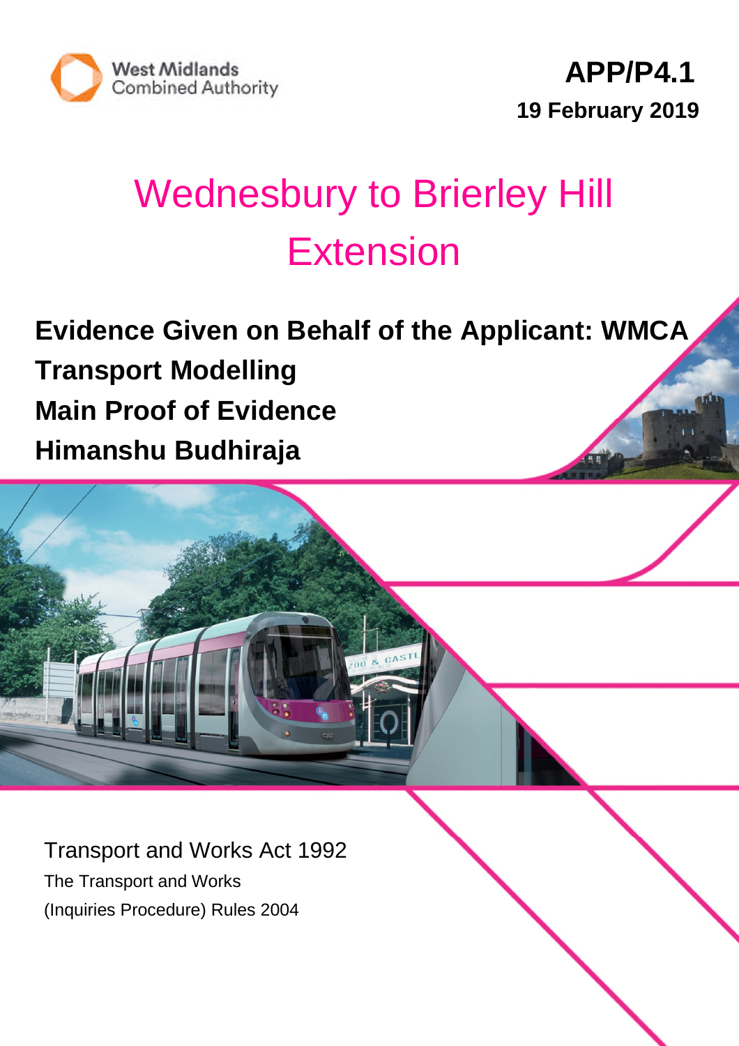West Midlands Combined Authority

**APP/P4.1**

**19 February 2019**

# Wednesbury to Brierley Hill Extension

**Evidence Given on Behalf of the Applicant: WMCA**

**Transport Modelling**

**Main Proof of Evidence**

**Himanshu Budhiraja**

Transport and Works Act 1992

The Transport and Works

(Inquiries Procedure) Rules 2004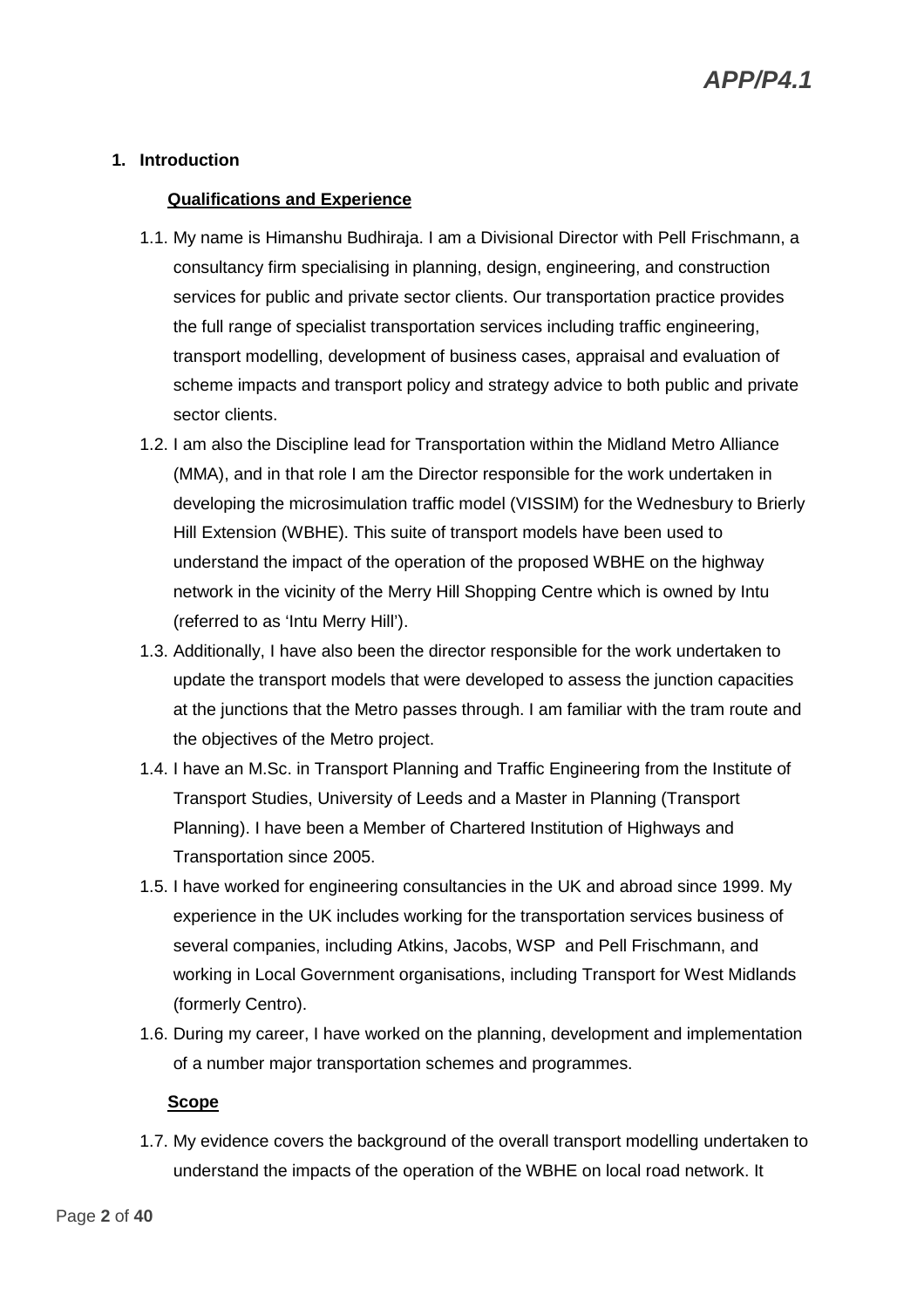## 1. Introduction

### Qualifications and Experience

1.1. My name is Himanshu Budhiraja. I am a Divisional Director with Pell Frischmann, a consultancy firm specialising in planning, design, engineering, and construction services for public and private sector clients. Our transportation practice provides the full range of specialist transportation services including traffic engineering, transport modelling, development of business cases, appraisal and evaluation of scheme impacts and transport policy and strategy advice to both public and private sector clients.

1.2. I am also the Discipline lead for Transportation within the Midland Metro Alliance (MMA), and in that role I am the Director responsible for the work undertaken in developing the microsimulation traffic model (VISSIM) for the Wednesbury to Brierly Hill Extension (WBHE). This suite of transport models have been used to understand the impact of the operation of the proposed WBHE on the highway network in the vicinity of the Merry Hill Shopping Centre which is owned by Intu (referred to as 'Intu Merry Hill').

1.3. Additionally, I have also been the director responsible for the work undertaken to update the transport models that were developed to assess the junction capacities at the junctions that the Metro passes through. I am familiar with the tram route and the objectives of the Metro project.

1.4. I have an M.Sc. in Transport Planning and Traffic Engineering from the Institute of Transport Studies, University of Leeds and a Master in Planning (Transport Planning). I have been a Member of Chartered Institution of Highways and Transportation since 2005.

1.5. I have worked for engineering consultancies in the UK and abroad since 1999. My experience in the UK includes working for the transportation services business of several companies, including Atkins, Jacobs, WSP and Pell Frischmann, and working in Local Government organisations, including Transport for West Midlands (formerly Centro).

1.6. During my career, I have worked on the planning, development and implementation of a number major transportation schemes and programmes.

### Scope

1.7. My evidence covers the background of the overall transport modelling undertaken to understand the impacts of the operation of the WBHE on local road network. It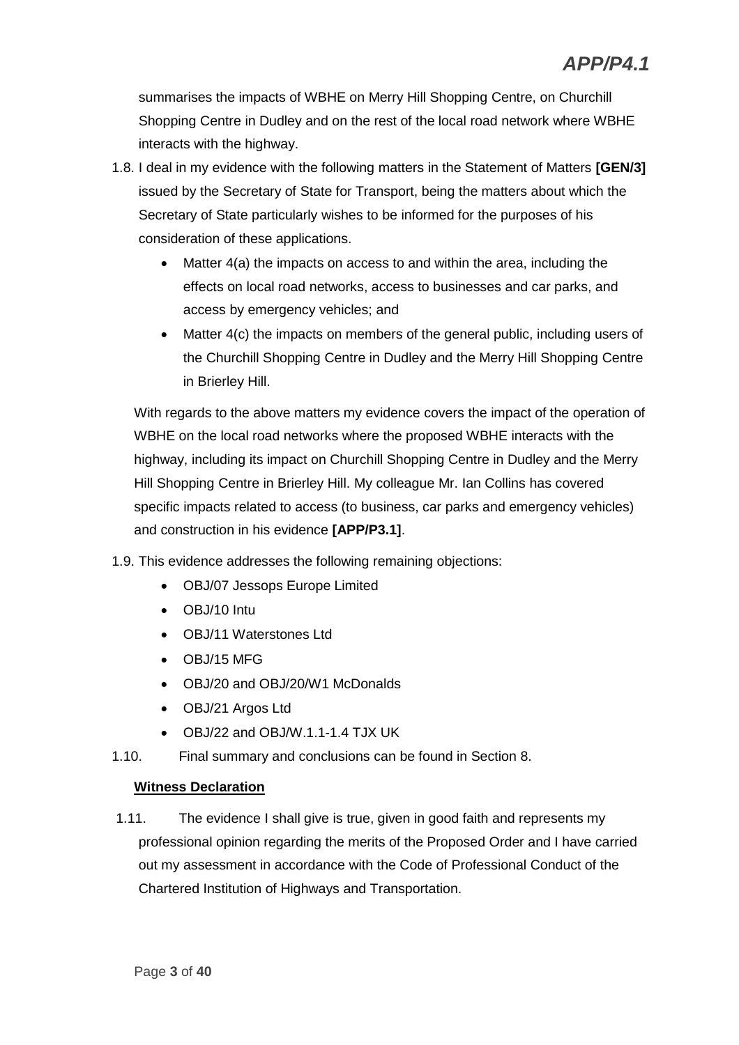summarises the impacts of WBHE on Merry Hill Shopping Centre, on Churchill Shopping Centre in Dudley and on the rest of the local road network where WBHE interacts with the highway.

1.8. I deal in my evidence with the following matters in the Statement of Matters **[GEN/3]** issued by the Secretary of State for Transport, being the matters about which the Secretary of State particularly wishes to be informed for the purposes of his consideration of these applications.

   - Matter 4(a) the impacts on access to and within the area, including the effects on local road networks, access to businesses and car parks, and access by emergency vehicles; and
   - Matter 4(c) the impacts on members of the general public, including users of the Churchill Shopping Centre in Dudley and the Merry Hill Shopping Centre in Brierley Hill.

   With regards to the above matters my evidence covers the impact of the operation of WBHE on the local road networks where the proposed WBHE interacts with the highway, including its impact on Churchill Shopping Centre in Dudley and the Merry Hill Shopping Centre in Brierley Hill. My colleague Mr. Ian Collins has covered specific impacts related to access (to business, car parks and emergency vehicles) and construction in his evidence **[APP/P3.1]**.

1.9. This evidence addresses the following remaining objections:

   - OBJ/07 Jessops Europe Limited
   - OBJ/10 Intu
   - OBJ/11 Waterstones Ltd
   - OBJ/15 MFG
   - OBJ/20 and OBJ/20/W1 McDonalds
   - OBJ/21 Argos Ltd
   - OBJ/22 and OBJ/W.1.1-1.4 TJX UK

1.10. Final summary and conclusions can be found in Section 8.

**Witness Declaration**

1.11. The evidence I shall give is true, given in good faith and represents my professional opinion regarding the merits of the Proposed Order and I have carried out my assessment in accordance with the Code of Professional Conduct of the Chartered Institution of Highways and Transportation.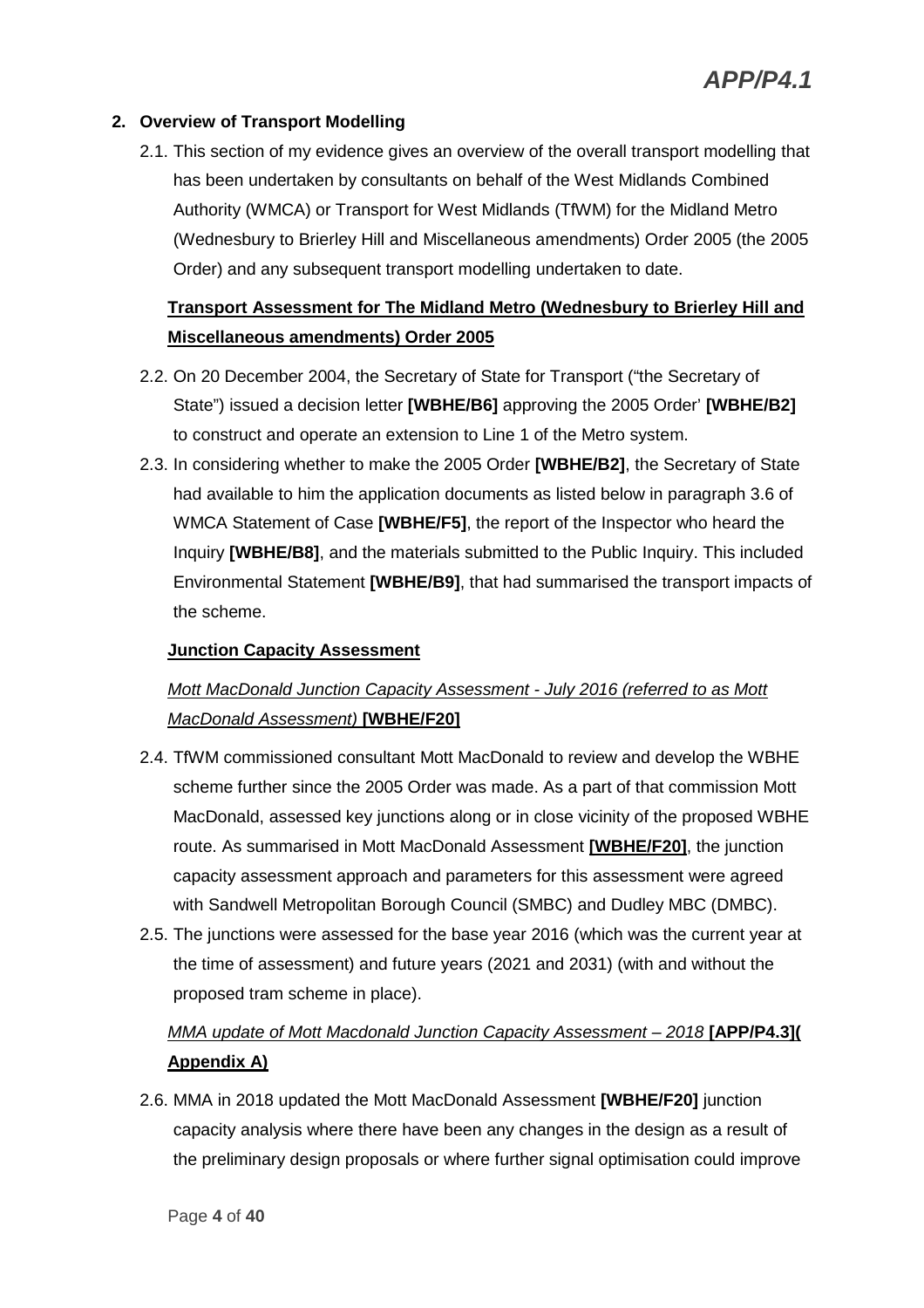## 2. Overview of Transport Modelling

2.1. This section of my evidence gives an overview of the overall transport modelling that has been undertaken by consultants on behalf of the West Midlands Combined Authority (WCMA) or Transport for West Midlands (TfWM) for the Midland Metro (Wednesbury to Brierley Hill and Miscellaneous amendments) Order 2005 (the 2005 Order) and any subsequent transport modelling undertaken to date.

### Transport Assessment for The Midland Metro (Wednesbury to Brierley Hill and Miscellaneous amendments) Order 2005

2.2. On 20 December 2004, the Secretary of State for Transport ("the Secretary of State") issued a decision letter **[WBHE/B6]** approving the 2005 Order' **[WBHE/B2]** to construct and operate an extension to Line 1 of the Metro system.

2.3. In considering whether to make the 2005 Order **[WBHE/B2]**, the Secretary of State had available to him the application documents as listed below in paragraph 3.6 of WMCA Statement of Case **[WBHE/F5]**, the report of the Inspector who heard the Inquiry **[WBHE/B8]**, and the materials submitted to the Public Inquiry. This included Environmental Statement **[WBHE/B9]**, that had summarised the transport impacts of the scheme.

### Junction Capacity Assessment

*Mott MacDonald Junction Capacity Assessment - July 2016 (referred to as Mott MacDonald Assessment)* **[WBHE/F20]**

2.4. TfWM commissioned consultant Mott MacDonald to review and develop the WBHE scheme further since the 2005 Order was made. As a part of that commission Mott MacDonald, assessed key junctions along or in close vicinity of the proposed WBHE route. As summarised in Mott MacDonald Assessment **[WBHE/F20]**, the junction capacity assessment approach and parameters for this assessment were agreed with Sandwell Metropolitan Borough Council (SMBC) and Dudley MBC (DMBC).

2.5. The junctions were assessed for the base year 2016 (which was the current year at the time of assessment) and future years (2021 and 2031) (with and without the proposed tram scheme in place).

*MMA update of Mott Macdonald Junction Capacity Assessment – 2018* **[APP/P4.3]( Appendix A)**

2.6. MMA in 2018 updated the Mott MacDonald Assessment **[WBHE/F20]** junction capacity analysis where there have been any changes in the design as a result of the preliminary design proposals or where further signal optimisation could improve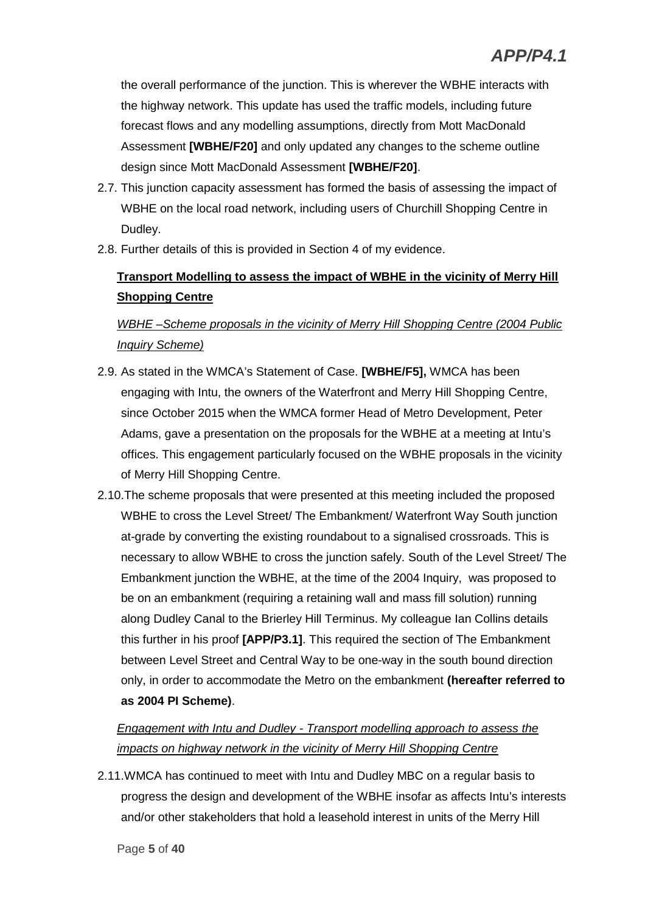the overall performance of the junction. This is wherever the WBHE interacts with the highway network. This update has used the traffic models, including future forecast flows and any modelling assumptions, directly from Mott MacDonald Assessment **[WBHE/F20]** and only updated any changes to the scheme outline design since Mott MacDonald Assessment **[WBHE/F20]**.

2.7. This junction capacity assessment has formed the basis of assessing the impact of WBHE on the local road network, including users of Churchill Shopping Centre in Dudley.

2.8. Further details of this is provided in Section 4 of my evidence.

**Transport Modelling to assess the impact of WBHE in the vicinity of Merry Hill Shopping Centre**

*WBHE –Scheme proposals in the vicinity of Merry Hill Shopping Centre (2004 Public Inquiry Scheme)*

2.9. As stated in the WMCA's Statement of Case. **[WBHE/F5],** WMCA has been engaging with Intu, the owners of the Waterfront and Merry Hill Shopping Centre, since October 2015 when the WMCA former Head of Metro Development, Peter Adams, gave a presentation on the proposals for the WBHE at a meeting at Intu's offices. This engagement particularly focused on the WBHE proposals in the vicinity of Merry Hill Shopping Centre.

2.10. The scheme proposals that were presented at this meeting included the proposed WBHE to cross the Level Street/ The Embankment/ Waterfront Way South junction at-grade by converting the existing roundabout to a signalised crossroads. This is necessary to allow WBHE to cross the junction safely. South of the Level Street/ The Embankment junction the WBHE, at the time of the 2004 Inquiry, was proposed to be on an embankment (requiring a retaining wall and mass fill solution) running along Dudley Canal to the Brierley Hill Terminus. My colleague Ian Collins details this further in his proof **[APP/P3.1]**. This required the section of The Embankment between Level Street and Central Way to be one-way in the south bound direction only, in order to accommodate the Metro on the embankment **(hereafter referred to as 2004 PI Scheme)**.

*Engagement with Intu and Dudley - Transport modelling approach to assess the impacts on highway network in the vicinity of Merry Hill Shopping Centre*

2.11. WMCA has continued to meet with Intu and Dudley MBC on a regular basis to progress the design and development of the WBHE insofar as affects Intu's interests and/or other stakeholders that hold a leasehold interest in units of the Merry Hill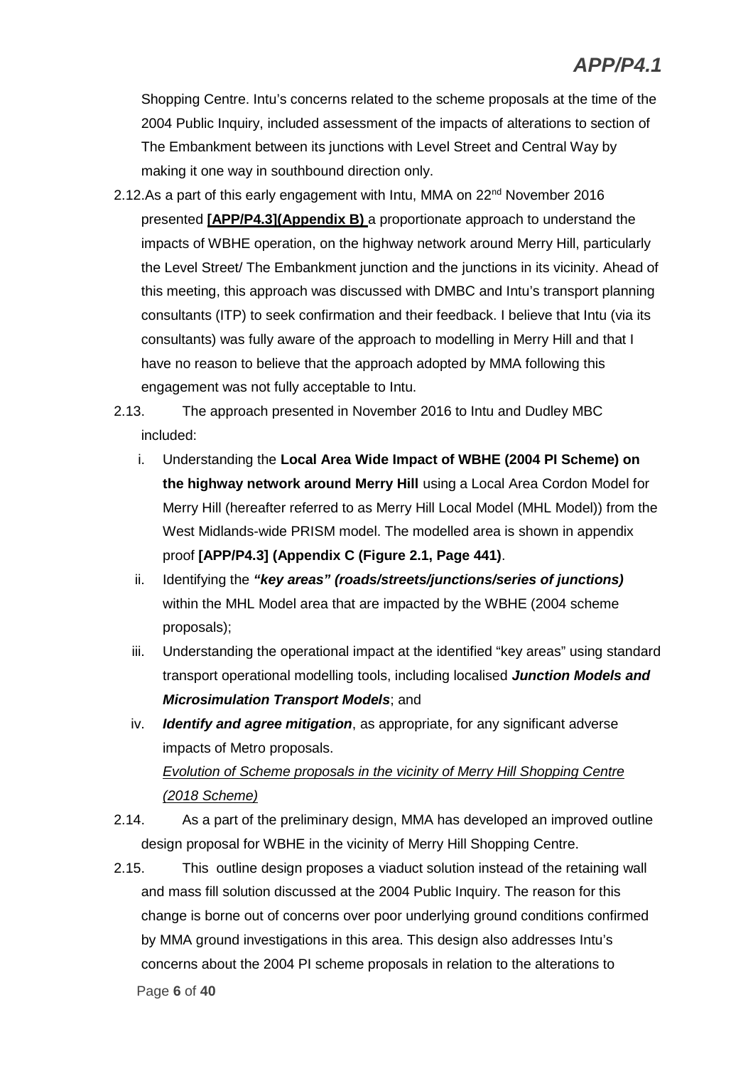Shopping Centre. Intu's concerns related to the scheme proposals at the time of the 2004 Public Inquiry, included assessment of the impacts of alterations to section of The Embankment between its junctions with Level Street and Central Way by making it one way in southbound direction only.

2.12. As a part of this early engagement with Intu, MMA on 22nd November 2016 presented **[APP/P4.3](Appendix B)** a proportionate approach to understand the impacts of WBHE operation, on the highway network around Merry Hill, particularly the Level Street/ The Embankment junction and the junctions in its vicinity. Ahead of this meeting, this approach was discussed with DMBC and Intu's transport planning consultants (ITP) to seek confirmation and their feedback. I believe that Intu (via its consultants) was fully aware of the approach to modelling in Merry Hill and that I have no reason to believe that the approach adopted by MMA following this engagement was not fully acceptable to Intu.

2.13. The approach presented in November 2016 to Intu and Dudley MBC included:

i. Understanding the **Local Area Wide Impact of WBHE (2004 PI Scheme) on the highway network around Merry Hill** using a Local Area Cordon Model for Merry Hill (hereafter referred to as Merry Hill Local Model (MHL Model)) from the West Midlands-wide PRISM model. The modelled area is shown in appendix proof **[APP/P4.3] (Appendix C (Figure 2.1, Page 441)**.

ii. Identifying the ***"key areas" (roads/streets/junctions/series of junctions)*** within the MHL Model area that are impacted by the WBHE (2004 scheme proposals);

iii. Understanding the operational impact at the identified "key areas" using standard transport operational modelling tools, including localised ***Junction Models and Microsimulation Transport Models***; and

iv. ***Identify and agree mitigation***, as appropriate, for any significant adverse impacts of Metro proposals.

*Evolution of Scheme proposals in the vicinity of Merry Hill Shopping Centre (2018 Scheme)*

2.14. As a part of the preliminary design, MMA has developed an improved outline design proposal for WBHE in the vicinity of Merry Hill Shopping Centre.

2.15. This outline design proposes a viaduct solution instead of the retaining wall and mass fill solution discussed at the 2004 Public Inquiry. The reason for this change is borne out of concerns over poor underlying ground conditions confirmed by MMA ground investigations in this area. This design also addresses Intu's concerns about the 2004 PI scheme proposals in relation to the alterations to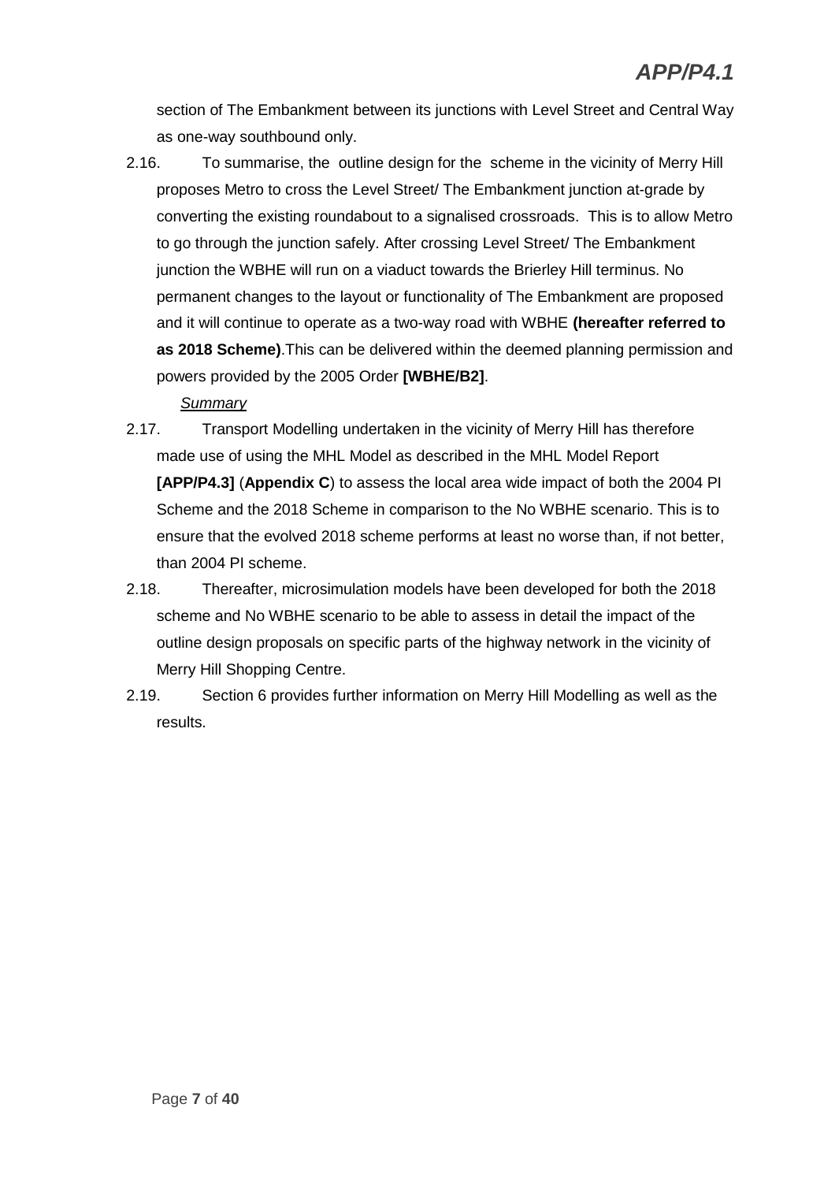section of The Embankment between its junctions with Level Street and Central Way as one-way southbound only.

2.16. To summarise, the outline design for the scheme in the vicinity of Merry Hill proposes Metro to cross the Level Street/ The Embankment junction at-grade by converting the existing roundabout to a signalised crossroads. This is to allow Metro to go through the junction safely. After crossing Level Street/ The Embankment junction the WBHE will run on a viaduct towards the Brierley Hill terminus. No permanent changes to the layout or functionality of The Embankment are proposed and it will continue to operate as a two-way road with WBHE **(hereafter referred to as 2018 Scheme)**.This can be delivered within the deemed planning permission and powers provided by the 2005 Order **[WBHE/B2]**.

*Summary*

2.17. Transport Modelling undertaken in the vicinity of Merry Hill has therefore made use of using the MHL Model as described in the MHL Model Report **[APP/P4.3]** (**Appendix C**) to assess the local area wide impact of both the 2004 PI Scheme and the 2018 Scheme in comparison to the No WBHE scenario. This is to ensure that the evolved 2018 scheme performs at least no worse than, if not better, than 2004 PI scheme.

2.18. Thereafter, microsimulation models have been developed for both the 2018 scheme and No WBHE scenario to be able to assess in detail the impact of the outline design proposals on specific parts of the highway network in the vicinity of Merry Hill Shopping Centre.

2.19. Section 6 provides further information on Merry Hill Modelling as well as the results.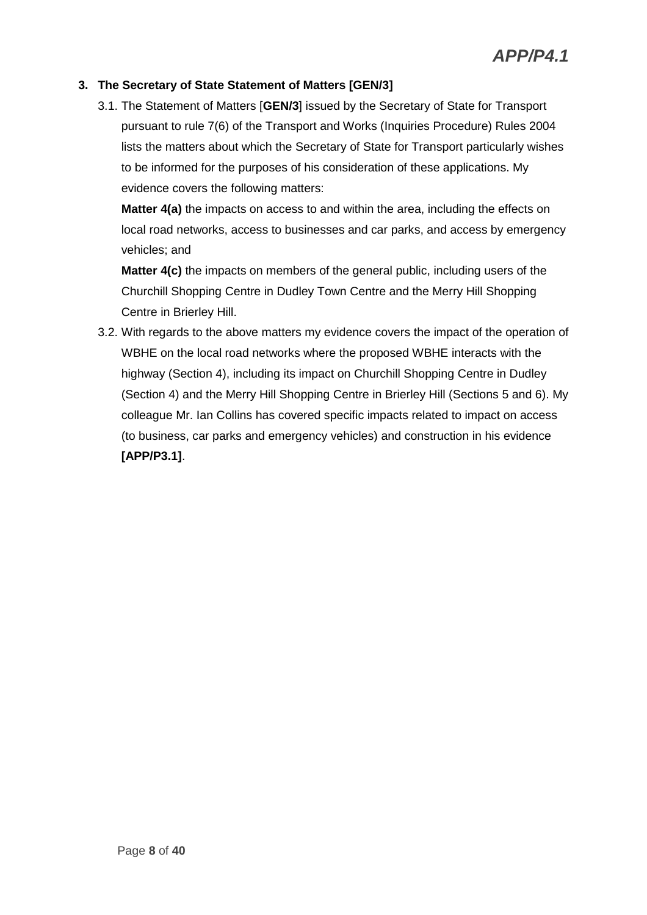## 3. The Secretary of State Statement of Matters [GEN/3]

3.1. The Statement of Matters [**GEN/3**] issued by the Secretary of State for Transport pursuant to rule 7(6) of the Transport and Works (Inquiries Procedure) Rules 2004 lists the matters about which the Secretary of State for Transport particularly wishes to be informed for the purposes of his consideration of these applications. My evidence covers the following matters:

**Matter 4(a)** the impacts on access to and within the area, including the effects on local road networks, access to businesses and car parks, and access by emergency vehicles; and

**Matter 4(c)** the impacts on members of the general public, including users of the Churchill Shopping Centre in Dudley Town Centre and the Merry Hill Shopping Centre in Brierley Hill.

3.2. With regards to the above matters my evidence covers the impact of the operation of WBHE on the local road networks where the proposed WBHE interacts with the highway (Section 4), including its impact on Churchill Shopping Centre in Dudley (Section 4) and the Merry Hill Shopping Centre in Brierley Hill (Sections 5 and 6). My colleague Mr. Ian Collins has covered specific impacts related to impact on access (to business, car parks and emergency vehicles) and construction in his evidence **[APP/P3.1]**.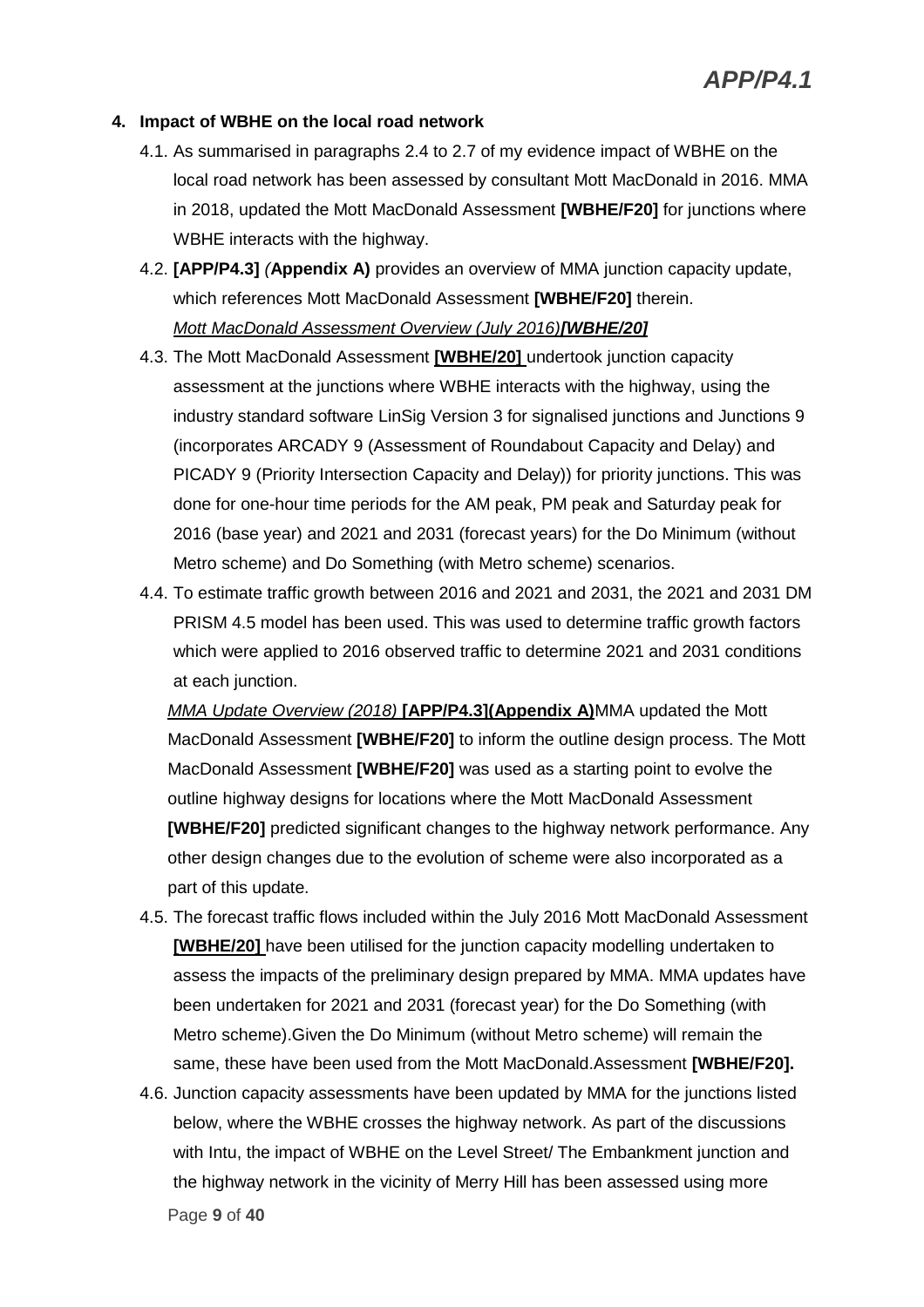## 4. Impact of WBHE on the local road network

4.1. As summarised in paragraphs 2.4 to 2.7 of my evidence impact of WBHE on the local road network has been assessed by consultant Mott MacDonald in 2016. MMA in 2018, updated the Mott MacDonald Assessment **[WBHE/F20]** for junctions where WBHE interacts with the highway.

4.2. **[APP/P4.3]** *(***Appendix A)** provides an overview of MMA junction capacity update, which references Mott MacDonald Assessment **[WBHE/F20]** therein.

*Mott MacDonald Assessment Overview (July 2016)***[WBHE/20]**

4.3. The Mott MacDonald Assessment **[WBHE/20]** undertook junction capacity assessment at the junctions where WBHE interacts with the highway, using the industry standard software LinSig Version 3 for signalised junctions and Junctions 9 (incorporates ARCADY 9 (Assessment of Roundabout Capacity and Delay) and PICADY 9 (Priority Intersection Capacity and Delay)) for priority junctions. This was done for one-hour time periods for the AM peak, PM peak and Saturday peak for 2016 (base year) and 2021 and 2031 (forecast years) for the Do Minimum (without Metro scheme) and Do Something (with Metro scheme) scenarios.

4.4. To estimate traffic growth between 2016 and 2021 and 2031, the 2021 and 2031 DM PRISM 4.5 model has been used. This was used to determine traffic growth factors which were applied to 2016 observed traffic to determine 2021 and 2031 conditions at each junction.

*MMA Update Overview (2018)* **[APP/P4.3](Appendix A)**MMA updated the Mott MacDonald Assessment **[WBHE/F20]** to inform the outline design process. The Mott MacDonald Assessment **[WBHE/F20]** was used as a starting point to evolve the outline highway designs for locations where the Mott MacDonald Assessment **[WBHE/F20]** predicted significant changes to the highway network performance. Any other design changes due to the evolution of scheme were also incorporated as a part of this update.

4.5. The forecast traffic flows included within the July 2016 Mott MacDonald Assessment **[WBHE/20]** have been utilised for the junction capacity modelling undertaken to assess the impacts of the preliminary design prepared by MMA. MMA updates have been undertaken for 2021 and 2031 (forecast year) for the Do Something (with Metro scheme).Given the Do Minimum (without Metro scheme) will remain the same, these have been used from the Mott MacDonald.Assessment **[WBHE/F20].**

4.6. Junction capacity assessments have been updated by MMA for the junctions listed below, where the WBHE crosses the highway network. As part of the discussions with Intu, the impact of WBHE on the Level Street/ The Embankment junction and the highway network in the vicinity of Merry Hill has been assessed using more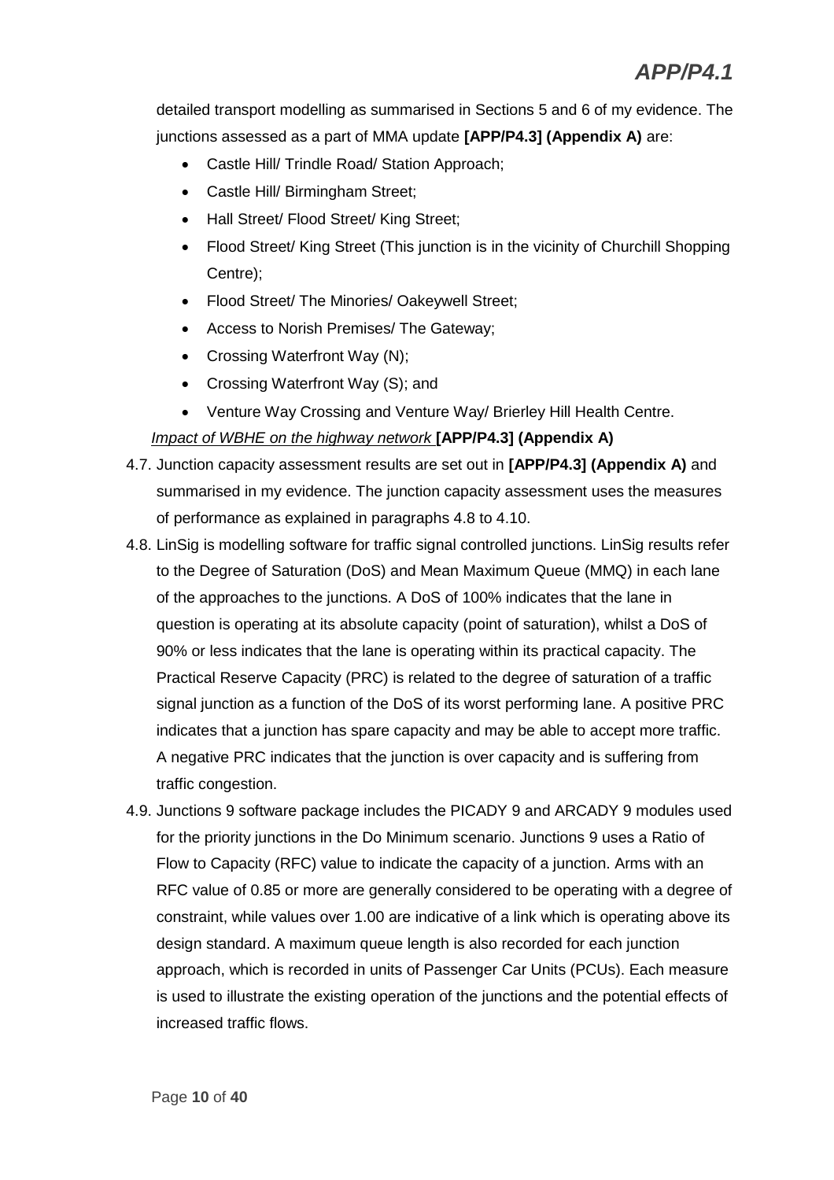detailed transport modelling as summarised in Sections 5 and 6 of my evidence. The junctions assessed as a part of MMA update **[APP/P4.3] (Appendix A)** are:

- Castle Hill/ Trindle Road/ Station Approach;
- Castle Hill/ Birmingham Street;
- Hall Street/ Flood Street/ King Street;
- Flood Street/ King Street (This junction is in the vicinity of Churchill Shopping Centre);
- Flood Street/ The Minories/ Oakeywell Street;
- Access to Norish Premises/ The Gateway;
- Crossing Waterfront Way (N);
- Crossing Waterfront Way (S); and
- Venture Way Crossing and Venture Way/ Brierley Hill Health Centre.

*Impact of WBHE on the highway network* **[APP/P4.3] (Appendix A)**

4.7. Junction capacity assessment results are set out in **[APP/P4.3] (Appendix A)** and summarised in my evidence. The junction capacity assessment uses the measures of performance as explained in paragraphs 4.8 to 4.10.

4.8. LinSig is modelling software for traffic signal controlled junctions. LinSig results refer to the Degree of Saturation (DoS) and Mean Maximum Queue (MMQ) in each lane of the approaches to the junctions. A DoS of 100% indicates that the lane in question is operating at its absolute capacity (point of saturation), whilst a DoS of 90% or less indicates that the lane is operating within its practical capacity. The Practical Reserve Capacity (PRC) is related to the degree of saturation of a traffic signal junction as a function of the DoS of its worst performing lane. A positive PRC indicates that a junction has spare capacity and may be able to accept more traffic. A negative PRC indicates that the junction is over capacity and is suffering from traffic congestion.

4.9. Junctions 9 software package includes the PICADY 9 and ARCADY 9 modules used for the priority junctions in the Do Minimum scenario. Junctions 9 uses a Ratio of Flow to Capacity (RFC) value to indicate the capacity of a junction. Arms with an RFC value of 0.85 or more are generally considered to be operating with a degree of constraint, while values over 1.00 are indicative of a link which is operating above its design standard. A maximum queue length is also recorded for each junction approach, which is recorded in units of Passenger Car Units (PCUs). Each measure is used to illustrate the existing operation of the junctions and the potential effects of increased traffic flows.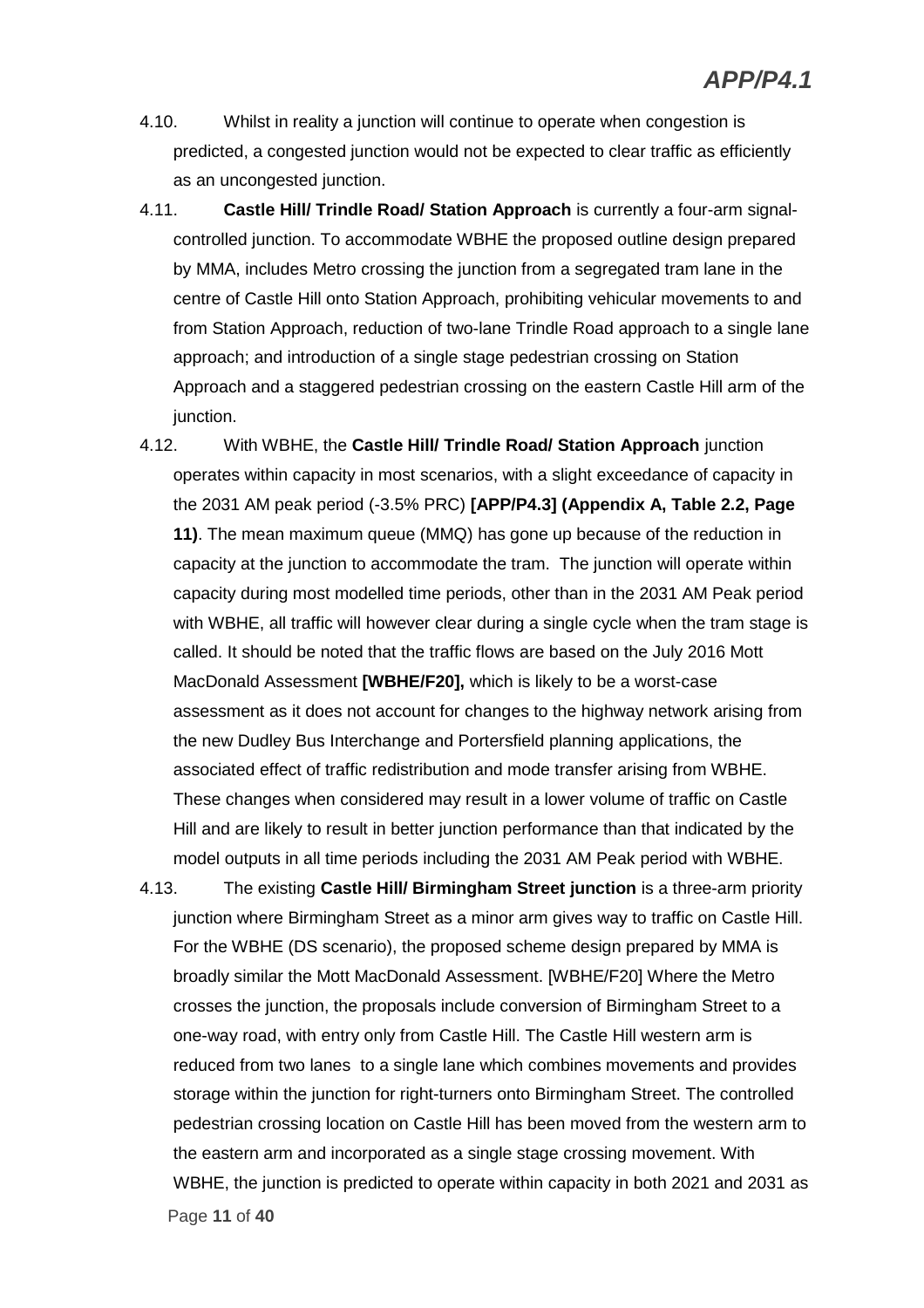4.10. Whilst in reality a junction will continue to operate when congestion is predicted, a congested junction would not be expected to clear traffic as efficiently as an uncongested junction.

4.11. **Castle Hill/ Trindle Road/ Station Approach** is currently a four-arm signal-controlled junction. To accommodate WBHE the proposed outline design prepared by MMA, includes Metro crossing the junction from a segregated tram lane in the centre of Castle Hill onto Station Approach, prohibiting vehicular movements to and from Station Approach, reduction of two-lane Trindle Road approach to a single lane approach; and introduction of a single stage pedestrian crossing on Station Approach and a staggered pedestrian crossing on the eastern Castle Hill arm of the junction.

4.12. With WBHE, the **Castle Hill/ Trindle Road/ Station Approach** junction operates within capacity in most scenarios, with a slight exceedance of capacity in the 2031 AM peak period (-3.5% PRC) **[APP/P4.3] (Appendix A, Table 2.2, Page 11)**. The mean maximum queue (MMQ) has gone up because of the reduction in capacity at the junction to accommodate the tram. The junction will operate within capacity during most modelled time periods, other than in the 2031 AM Peak period with WBHE, all traffic will however clear during a single cycle when the tram stage is called. It should be noted that the traffic flows are based on the July 2016 Mott MacDonald Assessment **[WBHE/F20],** which is likely to be a worst-case assessment as it does not account for changes to the highway network arising from the new Dudley Bus Interchange and Portersfield planning applications, the associated effect of traffic redistribution and mode transfer arising from WBHE. These changes when considered may result in a lower volume of traffic on Castle Hill and are likely to result in better junction performance than that indicated by the model outputs in all time periods including the 2031 AM Peak period with WBHE.

4.13. The existing **Castle Hill/ Birmingham Street junction** is a three-arm priority junction where Birmingham Street as a minor arm gives way to traffic on Castle Hill. For the WBHE (DS scenario), the proposed scheme design prepared by MMA is broadly similar the Mott MacDonald Assessment. [WBHE/F20] Where the Metro crosses the junction, the proposals include conversion of Birmingham Street to a one-way road, with entry only from Castle Hill. The Castle Hill western arm is reduced from two lanes to a single lane which combines movements and provides storage within the junction for right-turners onto Birmingham Street. The controlled pedestrian crossing location on Castle Hill has been moved from the western arm to the eastern arm and incorporated as a single stage crossing movement. With WBHE, the junction is predicted to operate within capacity in both 2021 and 2031 as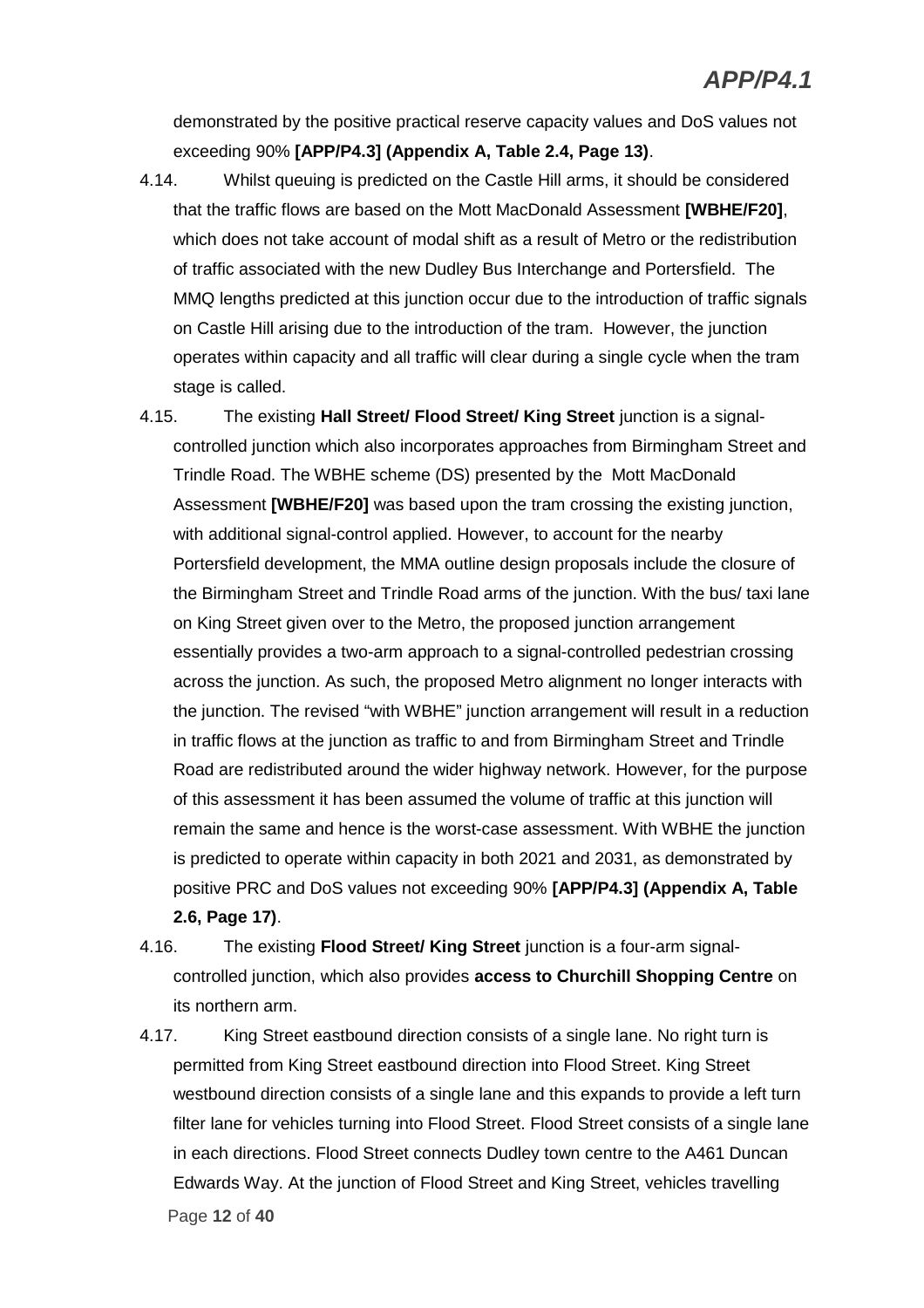demonstrated by the positive practical reserve capacity values and DoS values not exceeding 90% **[APP/P4.3] (Appendix A, Table 2.4, Page 13)**.

4.14. Whilst queuing is predicted on the Castle Hill arms, it should be considered that the traffic flows are based on the Mott MacDonald Assessment **[WBHE/F20]**, which does not take account of modal shift as a result of Metro or the redistribution of traffic associated with the new Dudley Bus Interchange and Portersfield. The MMQ lengths predicted at this junction occur due to the introduction of traffic signals on Castle Hill arising due to the introduction of the tram. However, the junction operates within capacity and all traffic will clear during a single cycle when the tram stage is called.

4.15. The existing **Hall Street/ Flood Street/ King Street** junction is a signal-controlled junction which also incorporates approaches from Birmingham Street and Trindle Road. The WBHE scheme (DS) presented by the Mott MacDonald Assessment **[WBHE/F20]** was based upon the tram crossing the existing junction, with additional signal-control applied. However, to account for the nearby Portersfield development, the MMA outline design proposals include the closure of the Birmingham Street and Trindle Road arms of the junction. With the bus/ taxi lane on King Street given over to the Metro, the proposed junction arrangement essentially provides a two-arm approach to a signal-controlled pedestrian crossing across the junction. As such, the proposed Metro alignment no longer interacts with the junction. The revised "with WBHE" junction arrangement will result in a reduction in traffic flows at the junction as traffic to and from Birmingham Street and Trindle Road are redistributed around the wider highway network. However, for the purpose of this assessment it has been assumed the volume of traffic at this junction will remain the same and hence is the worst-case assessment. With WBHE the junction is predicted to operate within capacity in both 2021 and 2031, as demonstrated by positive PRC and DoS values not exceeding 90% **[APP/P4.3] (Appendix A, Table 2.6, Page 17)**.

4.16. The existing **Flood Street/ King Street** junction is a four-arm signal-controlled junction, which also provides **access to Churchill Shopping Centre** on its northern arm.

4.17. King Street eastbound direction consists of a single lane. No right turn is permitted from King Street eastbound direction into Flood Street. King Street westbound direction consists of a single lane and this expands to provide a left turn filter lane for vehicles turning into Flood Street. Flood Street consists of a single lane in each directions. Flood Street connects Dudley town centre to the A461 Duncan Edwards Way. At the junction of Flood Street and King Street, vehicles travelling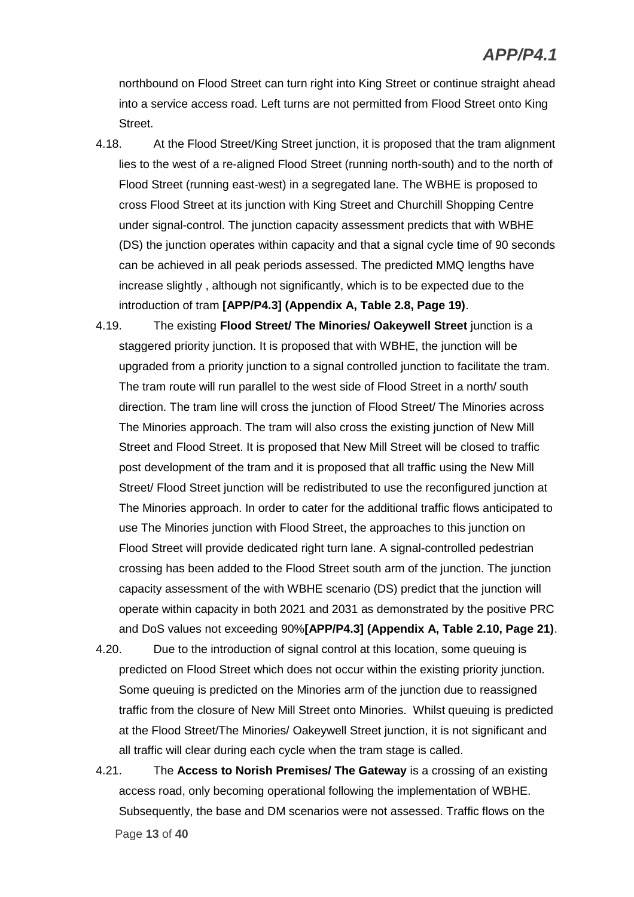northbound on Flood Street can turn right into King Street or continue straight ahead into a service access road. Left turns are not permitted from Flood Street onto King Street.

4.18. At the Flood Street/King Street junction, it is proposed that the tram alignment lies to the west of a re-aligned Flood Street (running north-south) and to the north of Flood Street (running east-west) in a segregated lane. The WBHE is proposed to cross Flood Street at its junction with King Street and Churchill Shopping Centre under signal-control. The junction capacity assessment predicts that with WBHE (DS) the junction operates within capacity and that a signal cycle time of 90 seconds can be achieved in all peak periods assessed. The predicted MMQ lengths have increase slightly , although not significantly, which is to be expected due to the introduction of tram **[APP/P4.3] (Appendix A, Table 2.8, Page 19)**.

4.19. The existing **Flood Street/ The Minories/ Oakeywell Street** junction is a staggered priority junction. It is proposed that with WBHE, the junction will be upgraded from a priority junction to a signal controlled junction to facilitate the tram. The tram route will run parallel to the west side of Flood Street in a north/ south direction. The tram line will cross the junction of Flood Street/ The Minories across The Minories approach. The tram will also cross the existing junction of New Mill Street and Flood Street. It is proposed that New Mill Street will be closed to traffic post development of the tram and it is proposed that all traffic using the New Mill Street/ Flood Street junction will be redistributed to use the reconfigured junction at The Minories approach. In order to cater for the additional traffic flows anticipated to use The Minories junction with Flood Street, the approaches to this junction on Flood Street will provide dedicated right turn lane. A signal-controlled pedestrian crossing has been added to the Flood Street south arm of the junction. The junction capacity assessment of the with WBHE scenario (DS) predict that the junction will operate within capacity in both 2021 and 2031 as demonstrated by the positive PRC and DoS values not exceeding 90%**[APP/P4.3] (Appendix A, Table 2.10, Page 21)**.

4.20. Due to the introduction of signal control at this location, some queuing is predicted on Flood Street which does not occur within the existing priority junction. Some queuing is predicted on the Minories arm of the junction due to reassigned traffic from the closure of New Mill Street onto Minories. Whilst queuing is predicted at the Flood Street/The Minories/ Oakeywell Street junction, it is not significant and all traffic will clear during each cycle when the tram stage is called.

4.21. The **Access to Norish Premises/ The Gateway** is a crossing of an existing access road, only becoming operational following the implementation of WBHE. Subsequently, the base and DM scenarios were not assessed. Traffic flows on the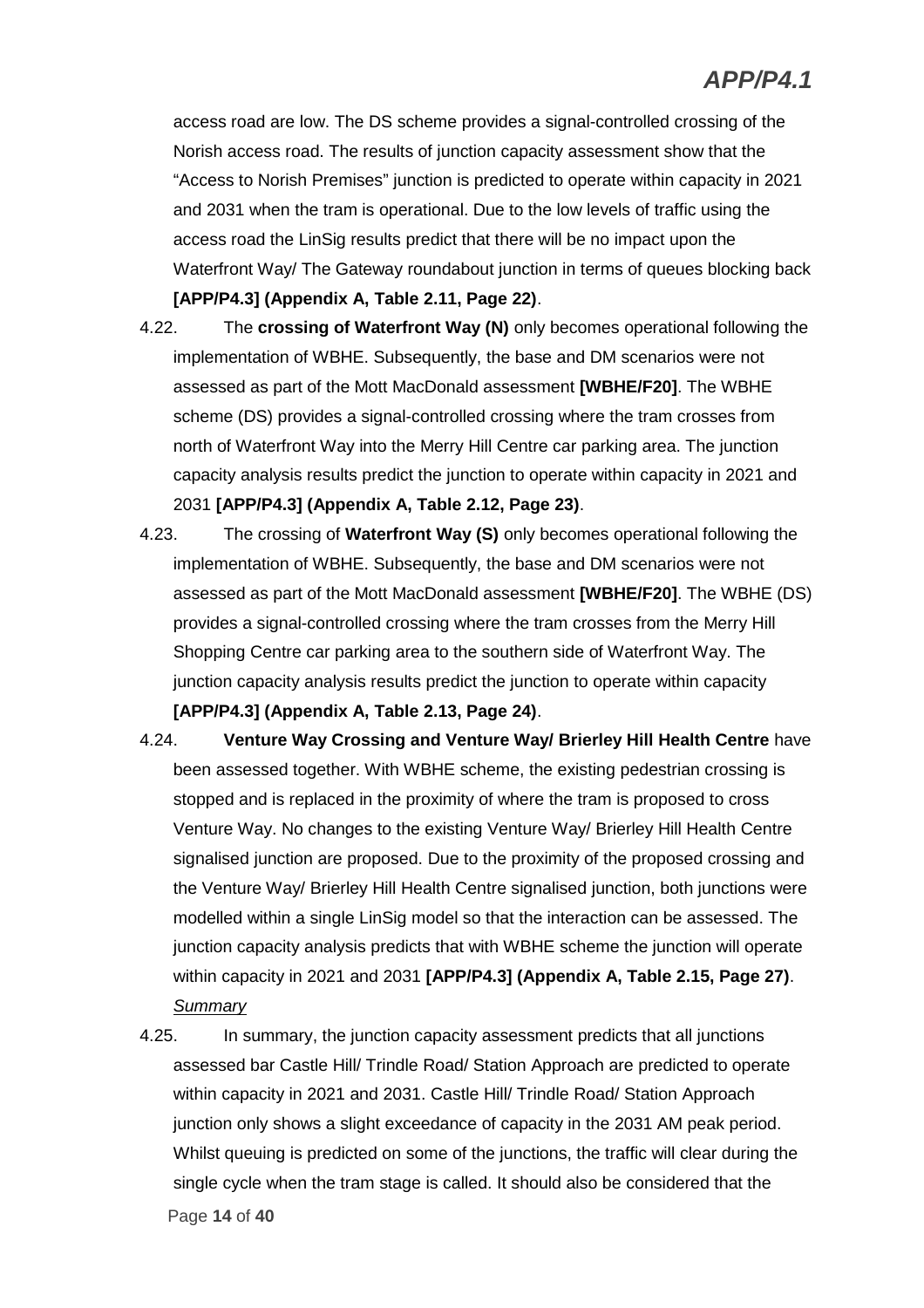access road are low. The DS scheme provides a signal-controlled crossing of the Norish access road. The results of junction capacity assessment show that the "Access to Norish Premises" junction is predicted to operate within capacity in 2021 and 2031 when the tram is operational. Due to the low levels of traffic using the access road the LinSig results predict that there will be no impact upon the Waterfront Way/ The Gateway roundabout junction in terms of queues blocking back **[APP/P4.3] (Appendix A, Table 2.11, Page 22)**.

4.22. The **crossing of Waterfront Way (N)** only becomes operational following the implementation of WBHE. Subsequently, the base and DM scenarios were not assessed as part of the Mott MacDonald assessment **[WBHE/F20]**. The WBHE scheme (DS) provides a signal-controlled crossing where the tram crosses from north of Waterfront Way into the Merry Hill Centre car parking area. The junction capacity analysis results predict the junction to operate within capacity in 2021 and 2031 **[APP/P4.3] (Appendix A, Table 2.12, Page 23)**.

4.23. The crossing of **Waterfront Way (S)** only becomes operational following the implementation of WBHE. Subsequently, the base and DM scenarios were not assessed as part of the Mott MacDonald assessment **[WBHE/F20]**. The WBHE (DS) provides a signal-controlled crossing where the tram crosses from the Merry Hill Shopping Centre car parking area to the southern side of Waterfront Way. The junction capacity analysis results predict the junction to operate within capacity **[APP/P4.3] (Appendix A, Table 2.13, Page 24)**.

4.24. **Venture Way Crossing and Venture Way/ Brierley Hill Health Centre** have been assessed together. With WBHE scheme, the existing pedestrian crossing is stopped and is replaced in the proximity of where the tram is proposed to cross Venture Way. No changes to the existing Venture Way/ Brierley Hill Health Centre signalised junction are proposed. Due to the proximity of the proposed crossing and the Venture Way/ Brierley Hill Health Centre signalised junction, both junctions were modelled within a single LinSig model so that the interaction can be assessed. The junction capacity analysis predicts that with WBHE scheme the junction will operate within capacity in 2021 and 2031 **[APP/P4.3] (Appendix A, Table 2.15, Page 27)**.

*Summary*

4.25. In summary, the junction capacity assessment predicts that all junctions assessed bar Castle Hill/ Trindle Road/ Station Approach are predicted to operate within capacity in 2021 and 2031. Castle Hill/ Trindle Road/ Station Approach junction only shows a slight exceedance of capacity in the 2031 AM peak period. Whilst queuing is predicted on some of the junctions, the traffic will clear during the single cycle when the tram stage is called. It should also be considered that the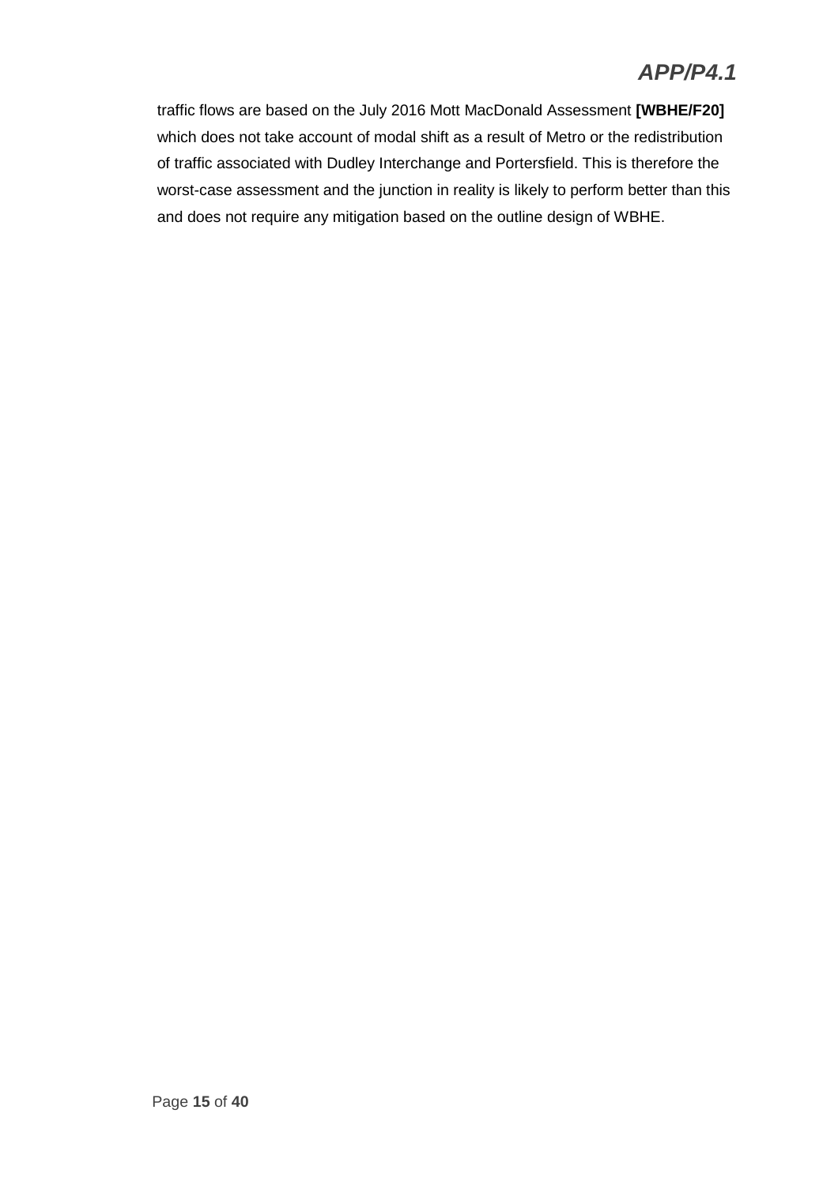traffic flows are based on the July 2016 Mott MacDonald Assessment **[WBHE/F20]** which does not take account of modal shift as a result of Metro or the redistribution of traffic associated with Dudley Interchange and Portersfield. This is therefore the worst-case assessment and the junction in reality is likely to perform better than this and does not require any mitigation based on the outline design of WBHE.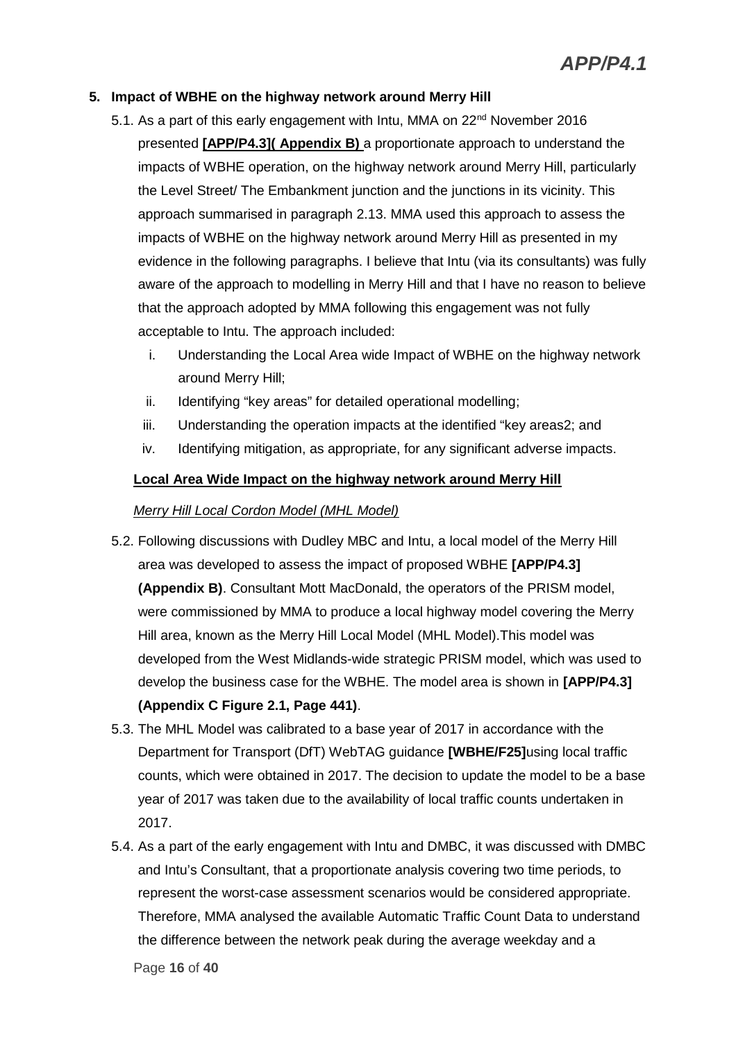## 5. Impact of WBHE on the highway network around Merry Hill

5.1. As a part of this early engagement with Intu, MMA on 22nd November 2016 presented **[APP/P4.3]( Appendix B)** a proportionate approach to understand the impacts of WBHE operation, on the highway network around Merry Hill, particularly the Level Street/ The Embankment junction and the junctions in its vicinity. This approach summarised in paragraph 2.13. MMA used this approach to assess the impacts of WBHE on the highway network around Merry Hill as presented in my evidence in the following paragraphs. I believe that Intu (via its consultants) was fully aware of the approach to modelling in Merry Hill and that I have no reason to believe that the approach adopted by MMA following this engagement was not fully acceptable to Intu. The approach included:

i. Understanding the Local Area wide Impact of WBHE on the highway network around Merry Hill;
ii. Identifying "key areas" for detailed operational modelling;
iii. Understanding the operation impacts at the identified "key areas2; and
iv. Identifying mitigation, as appropriate, for any significant adverse impacts.

**Local Area Wide Impact on the highway network around Merry Hill**

*Merry Hill Local Cordon Model (MHL Model)*

5.2. Following discussions with Dudley MBC and Intu, a local model of the Merry Hill area was developed to assess the impact of proposed WBHE **[APP/P4.3] (Appendix B)**. Consultant Mott MacDonald, the operators of the PRISM model, were commissioned by MMA to produce a local highway model covering the Merry Hill area, known as the Merry Hill Local Model (MHL Model).This model was developed from the West Midlands-wide strategic PRISM model, which was used to develop the business case for the WBHE. The model area is shown in **[APP/P4.3] (Appendix C Figure 2.1, Page 441)**.

5.3. The MHL Model was calibrated to a base year of 2017 in accordance with the Department for Transport (DfT) WebTAG guidance **[WBHE/F25]**using local traffic counts, which were obtained in 2017. The decision to update the model to be a base year of 2017 was taken due to the availability of local traffic counts undertaken in 2017.

5.4. As a part of the early engagement with Intu and DMBC, it was discussed with DMBC and Intu's Consultant, that a proportionate analysis covering two time periods, to represent the worst-case assessment scenarios would be considered appropriate. Therefore, MMA analysed the available Automatic Traffic Count Data to understand the difference between the network peak during the average weekday and a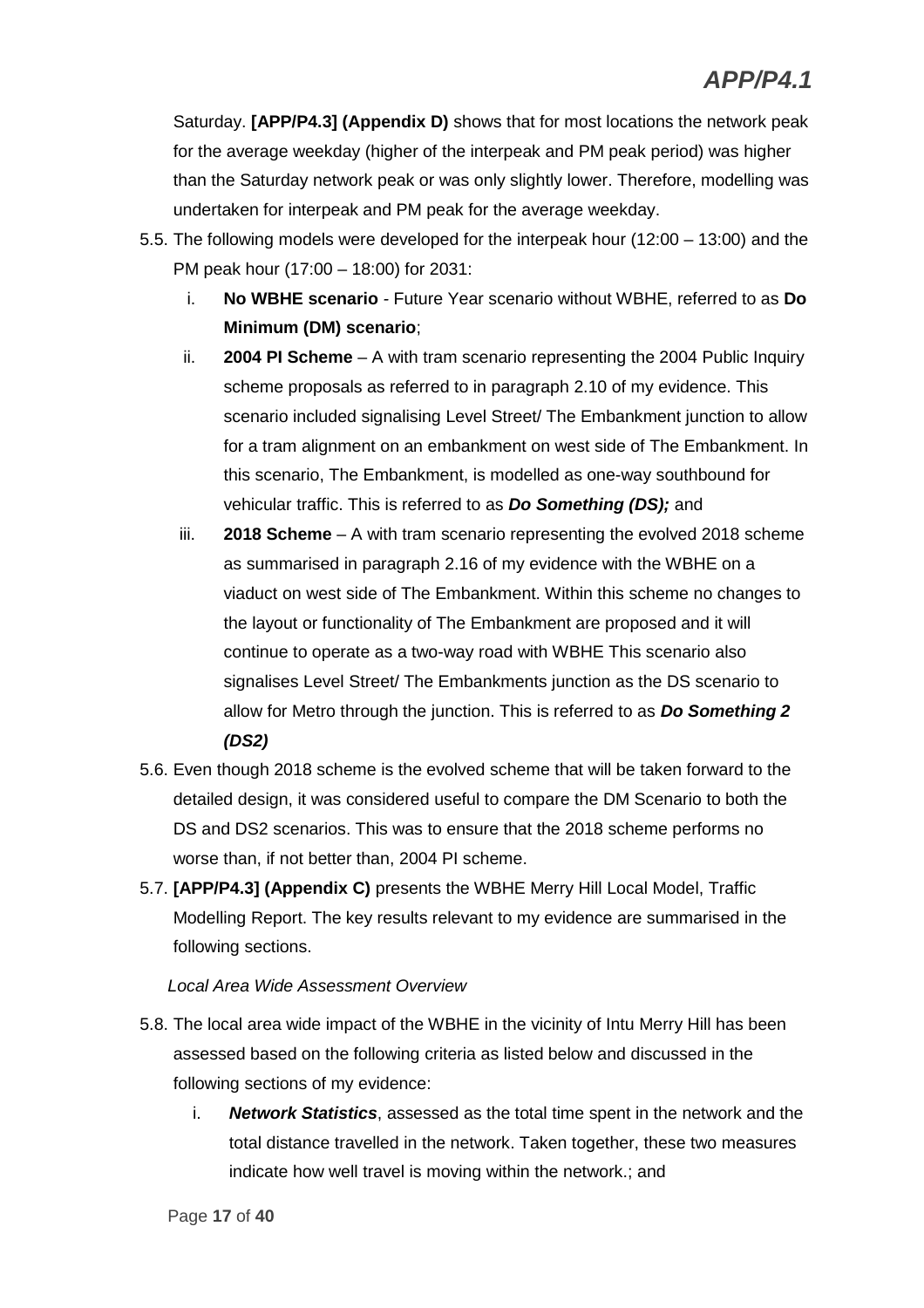Saturday. **[APP/P4.3] (Appendix D)** shows that for most locations the network peak for the average weekday (higher of the interpeak and PM peak period) was higher than the Saturday network peak or was only slightly lower. Therefore, modelling was undertaken for interpeak and PM peak for the average weekday.

5.5. The following models were developed for the interpeak hour (12:00 – 13:00) and the PM peak hour (17:00 – 18:00) for 2031:

   i. **No WBHE scenario** - Future Year scenario without WBHE, referred to as **Do Minimum (DM) scenario**;

   ii. **2004 PI Scheme** – A with tram scenario representing the 2004 Public Inquiry scheme proposals as referred to in paragraph 2.10 of my evidence. This scenario included signalising Level Street/ The Embankment junction to allow for a tram alignment on an embankment on west side of The Embankment. In this scenario, The Embankment, is modelled as one-way southbound for vehicular traffic. This is referred to as ***Do Something (DS);*** and

   iii. **2018 Scheme** – A with tram scenario representing the evolved 2018 scheme as summarised in paragraph 2.16 of my evidence with the WBHE on a viaduct on west side of The Embankment. Within this scheme no changes to the layout or functionality of The Embankment are proposed and it will continue to operate as a two-way road with WBHE This scenario also signalises Level Street/ The Embankments junction as the DS scenario to allow for Metro through the junction. This is referred to as ***Do Something 2 (DS2)***

5.6. Even though 2018 scheme is the evolved scheme that will be taken forward to the detailed design, it was considered useful to compare the DM Scenario to both the DS and DS2 scenarios. This was to ensure that the 2018 scheme performs no worse than, if not better than, 2004 PI scheme.

5.7. **[APP/P4.3] (Appendix C)** presents the WBHE Merry Hill Local Model, Traffic Modelling Report. The key results relevant to my evidence are summarised in the following sections.

*Local Area Wide Assessment Overview*

5.8. The local area wide impact of the WBHE in the vicinity of Intu Merry Hill has been assessed based on the following criteria as listed below and discussed in the following sections of my evidence:

   i. ***Network Statistics***, assessed as the total time spent in the network and the total distance travelled in the network. Taken together, these two measures indicate how well travel is moving within the network.; and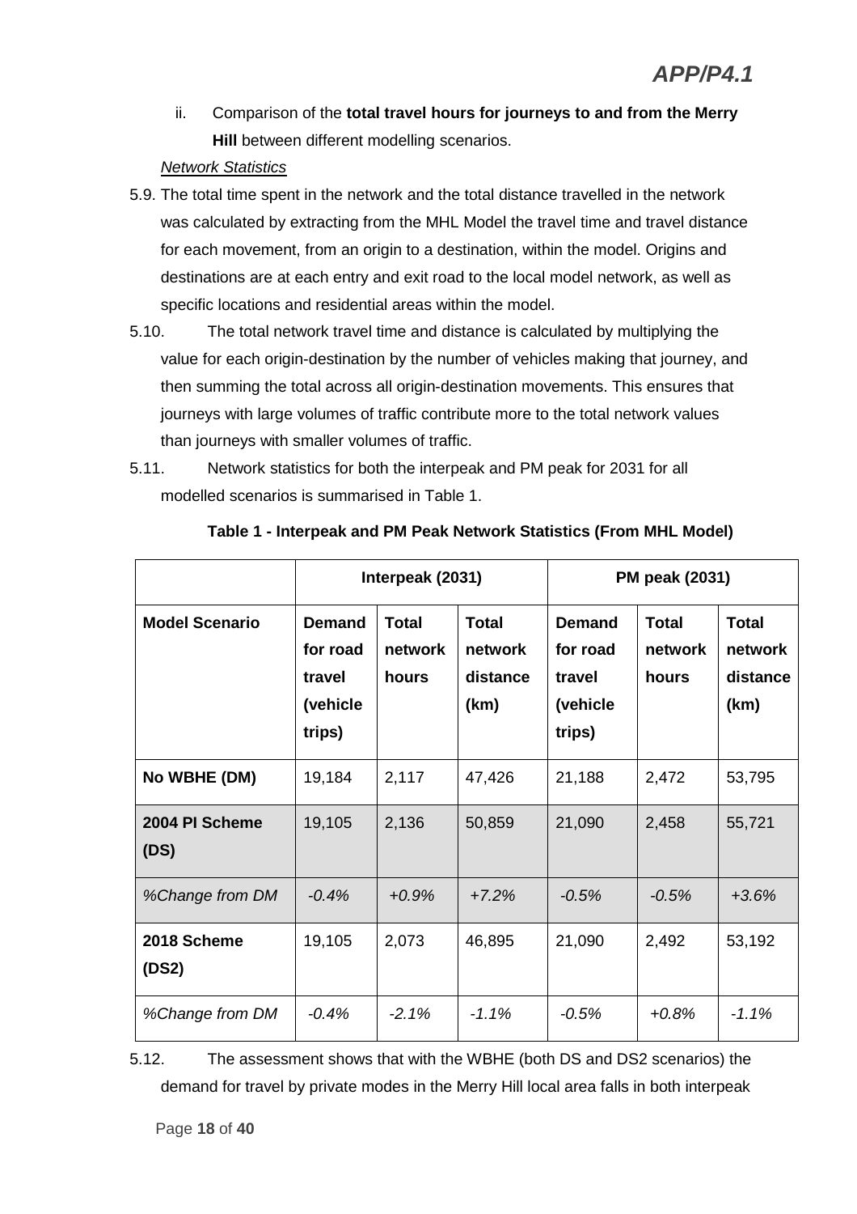ii. Comparison of the **total travel hours for journeys to and from the Merry Hill** between different modelling scenarios.

*Network Statistics*

5.9. The total time spent in the network and the total distance travelled in the network was calculated by extracting from the MHL Model the travel time and travel distance for each movement, from an origin to a destination, within the model. Origins and destinations are at each entry and exit road to the local model network, as well as specific locations and residential areas within the model.

5.10. The total network travel time and distance is calculated by multiplying the value for each origin-destination by the number of vehicles making that journey, and then summing the total across all origin-destination movements. This ensures that journeys with large volumes of traffic contribute more to the total network values than journeys with smaller volumes of traffic.

5.11. Network statistics for both the interpeak and PM peak for 2031 for all modelled scenarios is summarised in Table 1.

**Table 1 - Interpeak and PM Peak Network Statistics (From MHL Model)**

| | **Interpeak (2031)** | | | **PM peak (2031)** | | |
|---|---|---|---|---|---|---|
| **Model Scenario** | **Demand for road travel (vehicle trips)** | **Total network hours** | **Total network distance (km)** | **Demand for road travel (vehicle trips)** | **Total network hours** | **Total network distance (km)** |
| **No WBHE (DM)** | 19,184 | 2,117 | 47,426 | 21,188 | 2,472 | 53,795 |
| **2004 PI Scheme (DS)** | 19,105 | 2,136 | 50,859 | 21,090 | 2,458 | 55,721 |
| *%Change from DM* | *-0.4%* | *+0.9%* | *+7.2%* | *-0.5%* | *-0.5%* | *+3.6%* |
| **2018 Scheme (DS2)** | 19,105 | 2,073 | 46,895 | 21,090 | 2,492 | 53,192 |
| *%Change from DM* | *-0.4%* | *-2.1%* | *-1.1%* | *-0.5%* | *+0.8%* | *-1.1%* |

5.12. The assessment shows that with the WBHE (both DS and DS2 scenarios) the demand for travel by private modes in the Merry Hill local area falls in both interpeak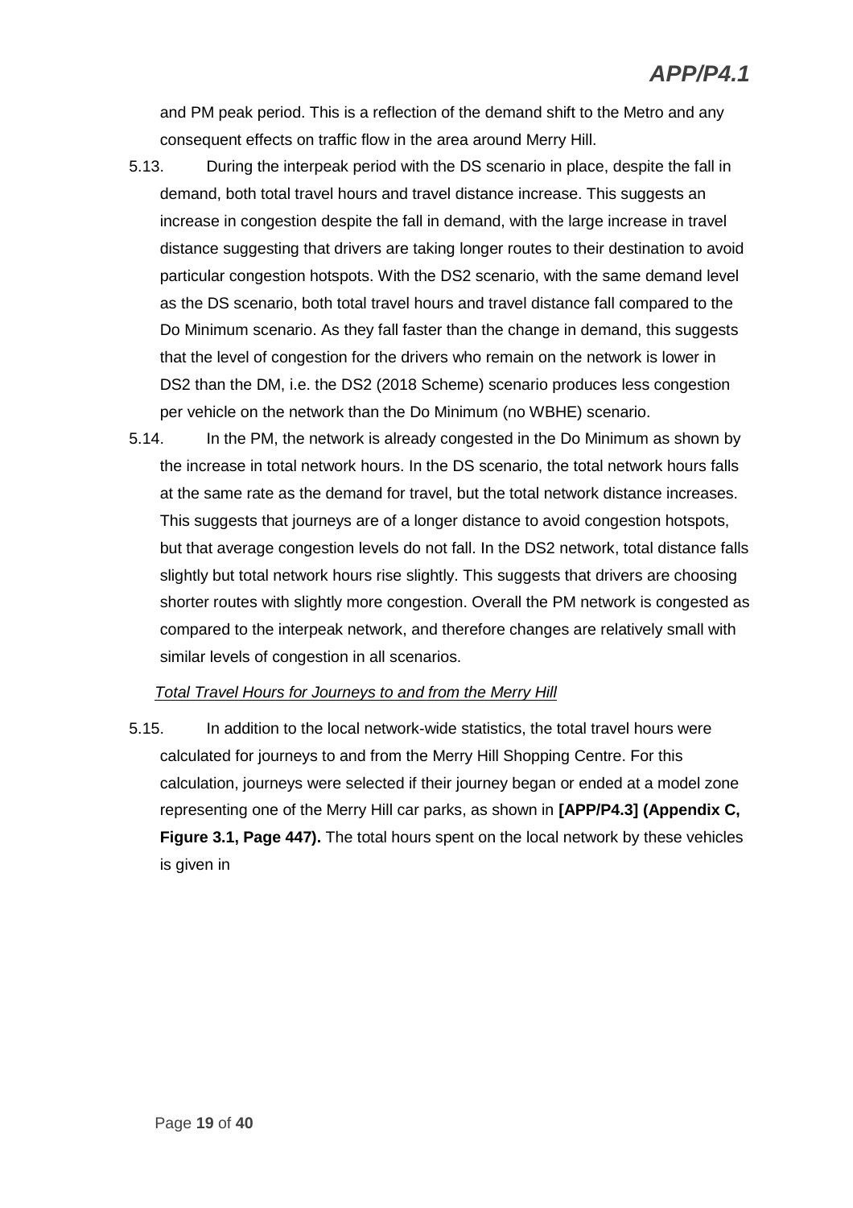and PM peak period. This is a reflection of the demand shift to the Metro and any consequent effects on traffic flow in the area around Merry Hill.

5.13. During the interpeak period with the DS scenario in place, despite the fall in demand, both total travel hours and travel distance increase. This suggests an increase in congestion despite the fall in demand, with the large increase in travel distance suggesting that drivers are taking longer routes to their destination to avoid particular congestion hotspots. With the DS2 scenario, with the same demand level as the DS scenario, both total travel hours and travel distance fall compared to the Do Minimum scenario. As they fall faster than the change in demand, this suggests that the level of congestion for the drivers who remain on the network is lower in DS2 than the DM, i.e. the DS2 (2018 Scheme) scenario produces less congestion per vehicle on the network than the Do Minimum (no WBHE) scenario.

5.14. In the PM, the network is already congested in the Do Minimum as shown by the increase in total network hours. In the DS scenario, the total network hours falls at the same rate as the demand for travel, but the total network distance increases. This suggests that journeys are of a longer distance to avoid congestion hotspots, but that average congestion levels do not fall. In the DS2 network, total distance falls slightly but total network hours rise slightly. This suggests that drivers are choosing shorter routes with slightly more congestion. Overall the PM network is congested as compared to the interpeak network, and therefore changes are relatively small with similar levels of congestion in all scenarios.

*Total Travel Hours for Journeys to and from the Merry Hill*

5.15. In addition to the local network-wide statistics, the total travel hours were calculated for journeys to and from the Merry Hill Shopping Centre. For this calculation, journeys were selected if their journey began or ended at a model zone representing one of the Merry Hill car parks, as shown in **[APP/P4.3] (Appendix C, Figure 3.1, Page 447).** The total hours spent on the local network by these vehicles is given in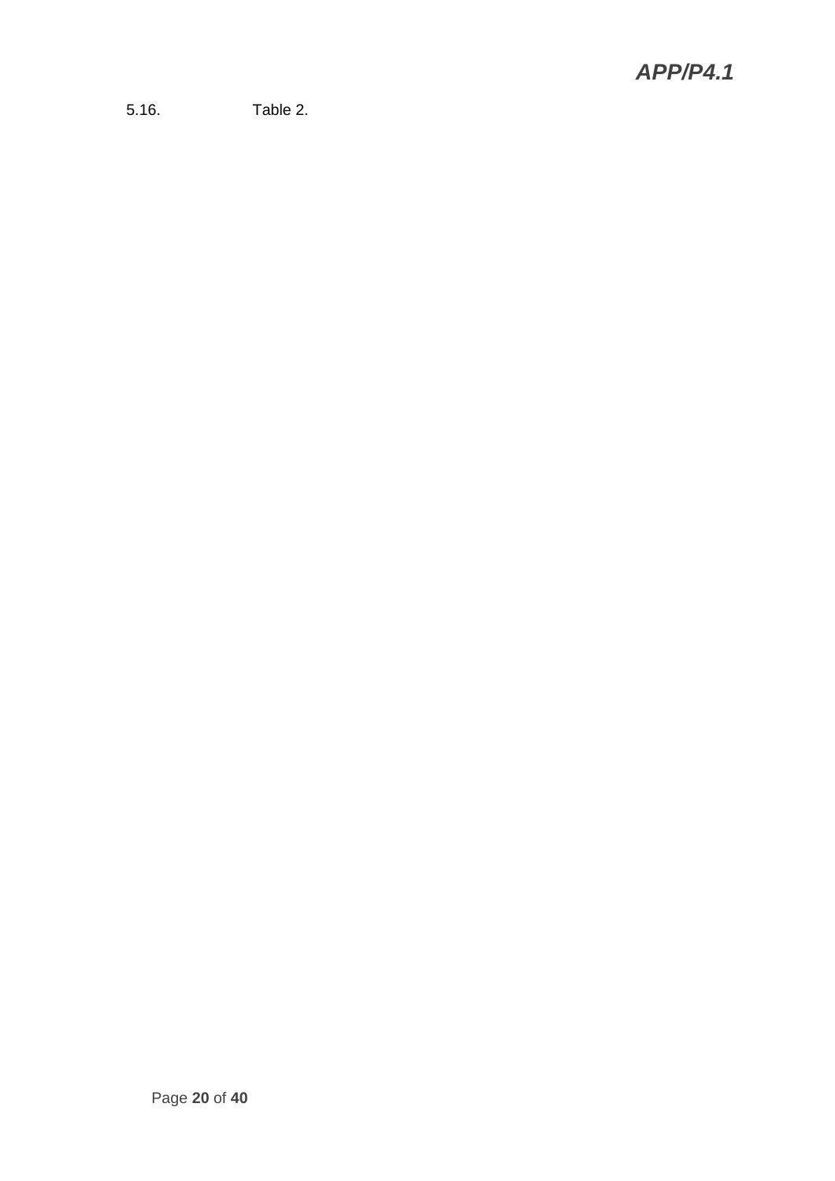5.16. Table 2.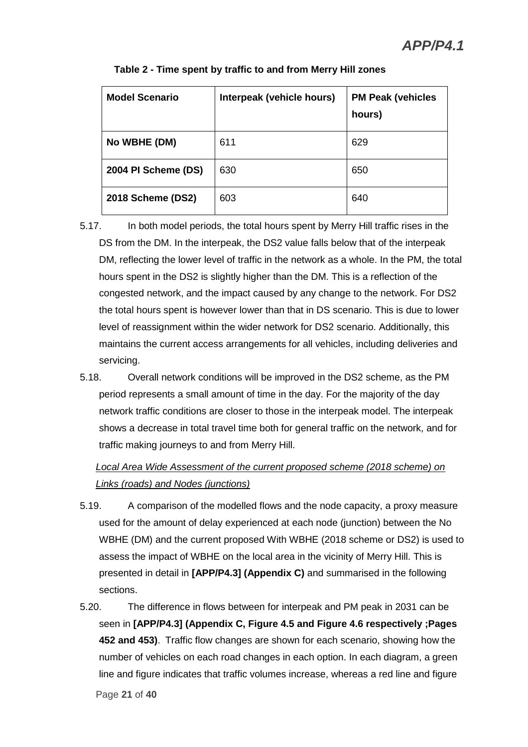**Table 2 - Time spent by traffic to and from Merry Hill zones**

| Model Scenario | Interpeak (vehicle hours) | PM Peak (vehicles hours) |
|---|---|---|
| **No WBHE (DM)** | 611 | 629 |
| **2004 PI Scheme (DS)** | 630 | 650 |
| **2018 Scheme (DS2)** | 603 | 640 |

5.17. In both model periods, the total hours spent by Merry Hill traffic rises in the DS from the DM. In the interpeak, the DS2 value falls below that of the interpeak DM, reflecting the lower level of traffic in the network as a whole. In the PM, the total hours spent in the DS2 is slightly higher than the DM. This is a reflection of the congested network, and the impact caused by any change to the network. For DS2 the total hours spent is however lower than that in DS scenario. This is due to lower level of reassignment within the wider network for DS2 scenario. Additionally, this maintains the current access arrangements for all vehicles, including deliveries and servicing.

5.18. Overall network conditions will be improved in the DS2 scheme, as the PM period represents a small amount of time in the day. For the majority of the day network traffic conditions are closer to those in the interpeak model. The interpeak shows a decrease in total travel time both for general traffic on the network, and for traffic making journeys to and from Merry Hill.

*Local Area Wide Assessment of the current proposed scheme (2018 scheme) on Links (roads) and Nodes (junctions)*

5.19. A comparison of the modelled flows and the node capacity, a proxy measure used for the amount of delay experienced at each node (junction) between the No WBHE (DM) and the current proposed With WBHE (2018 scheme or DS2) is used to assess the impact of WBHE on the local area in the vicinity of Merry Hill. This is presented in detail in **[APP/P4.3] (Appendix C)** and summarised in the following sections.

5.20. The difference in flows between for interpeak and PM peak in 2031 can be seen in **[APP/P4.3] (Appendix C, Figure 4.5 and Figure 4.6 respectively ;Pages 452 and 453)**. Traffic flow changes are shown for each scenario, showing how the number of vehicles on each road changes in each option. In each diagram, a green line and figure indicates that traffic volumes increase, whereas a red line and figure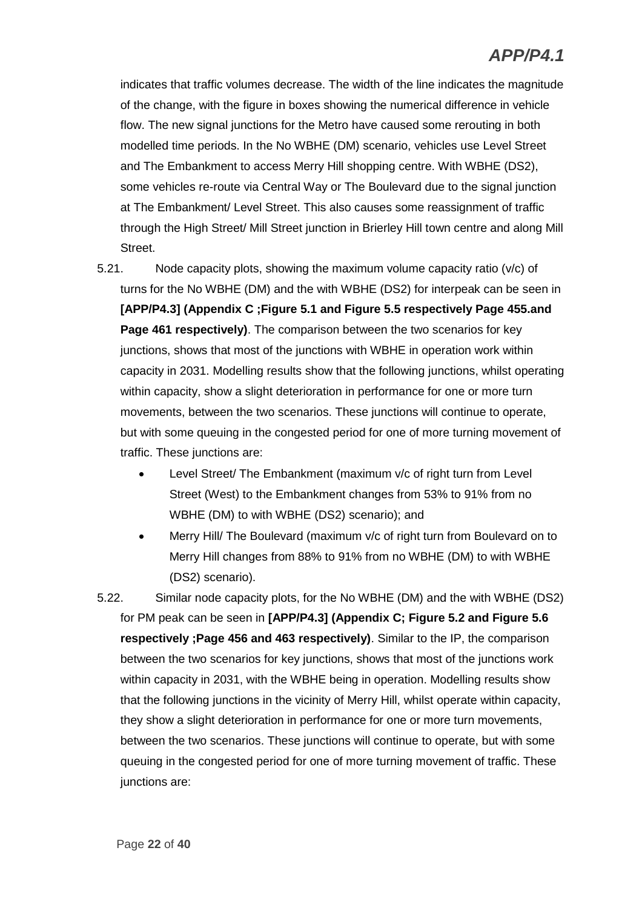indicates that traffic volumes decrease. The width of the line indicates the magnitude of the change, with the figure in boxes showing the numerical difference in vehicle flow. The new signal junctions for the Metro have caused some rerouting in both modelled time periods. In the No WBHE (DM) scenario, vehicles use Level Street and The Embankment to access Merry Hill shopping centre. With WBHE (DS2), some vehicles re-route via Central Way or The Boulevard due to the signal junction at The Embankment/ Level Street. This also causes some reassignment of traffic through the High Street/ Mill Street junction in Brierley Hill town centre and along Mill Street.

5.21. Node capacity plots, showing the maximum volume capacity ratio (v/c) of turns for the No WBHE (DM) and the with WBHE (DS2) for interpeak can be seen in **[APP/P4.3] (Appendix C ;Figure 5.1 and Figure 5.5 respectively Page 455.and Page 461 respectively)**. The comparison between the two scenarios for key junctions, shows that most of the junctions with WBHE in operation work within capacity in 2031. Modelling results show that the following junctions, whilst operating within capacity, show a slight deterioration in performance for one or more turn movements, between the two scenarios. These junctions will continue to operate, but with some queuing in the congested period for one of more turning movement of traffic. These junctions are:

- Level Street/ The Embankment (maximum v/c of right turn from Level Street (West) to the Embankment changes from 53% to 91% from no WBHE (DM) to with WBHE (DS2) scenario); and
- Merry Hill/ The Boulevard (maximum v/c of right turn from Boulevard on to Merry Hill changes from 88% to 91% from no WBHE (DM) to with WBHE (DS2) scenario).

5.22. Similar node capacity plots, for the No WBHE (DM) and the with WBHE (DS2) for PM peak can be seen in **[APP/P4.3] (Appendix C; Figure 5.2 and Figure 5.6 respectively ;Page 456 and 463 respectively)**. Similar to the IP, the comparison between the two scenarios for key junctions, shows that most of the junctions work within capacity in 2031, with the WBHE being in operation. Modelling results show that the following junctions in the vicinity of Merry Hill, whilst operate within capacity, they show a slight deterioration in performance for one or more turn movements, between the two scenarios. These junctions will continue to operate, but with some queuing in the congested period for one of more turning movement of traffic. These junctions are: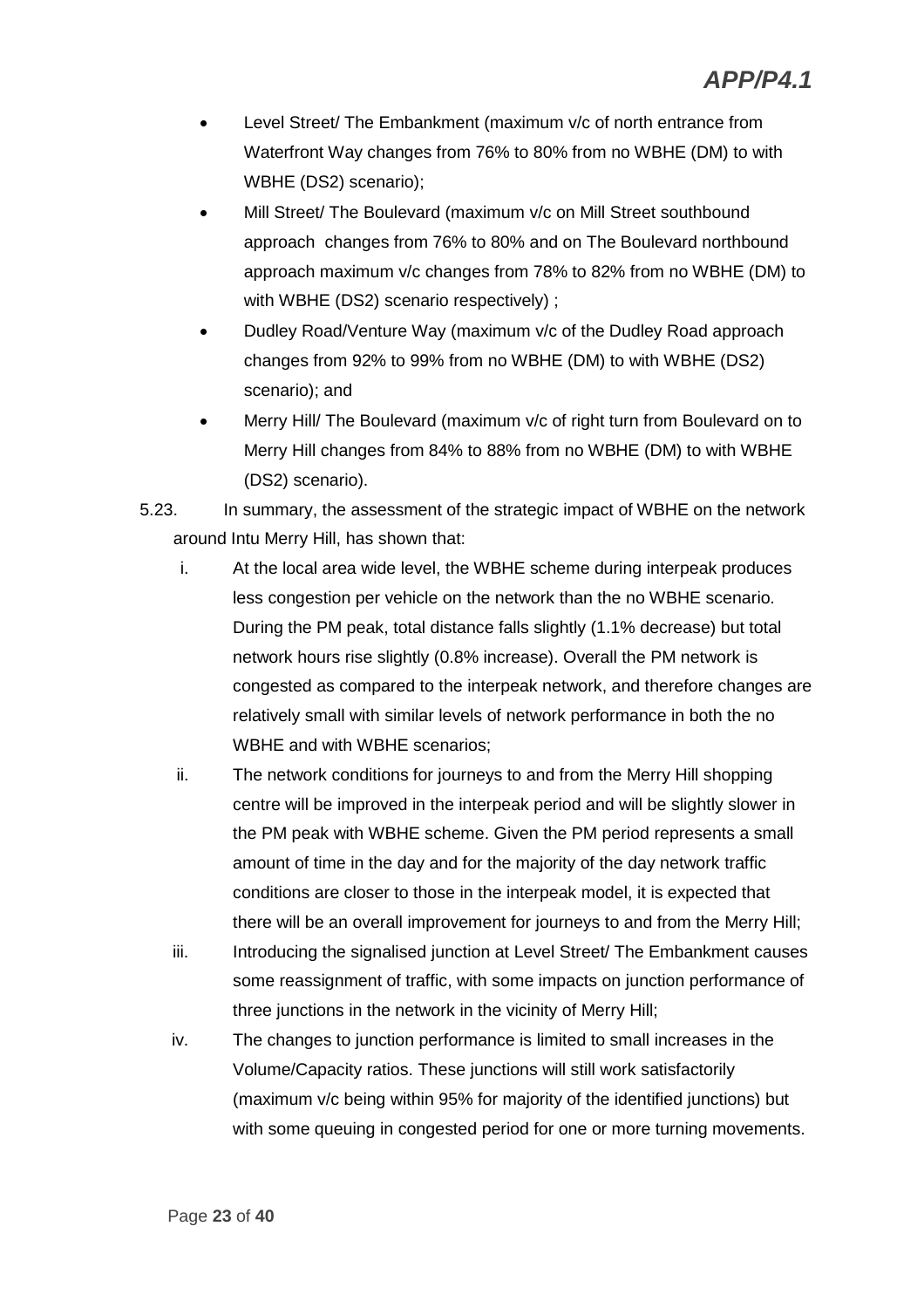- Level Street/ The Embankment (maximum v/c of north entrance from Waterfront Way changes from 76% to 80% from no WBHE (DM) to with WBHE (DS2) scenario);
- Mill Street/ The Boulevard (maximum v/c on Mill Street southbound approach changes from 76% to 80% and on The Boulevard northbound approach maximum v/c changes from 78% to 82% from no WBHE (DM) to with WBHE (DS2) scenario respectively) ;
- Dudley Road/Venture Way (maximum v/c of the Dudley Road approach changes from 92% to 99% from no WBHE (DM) to with WBHE (DS2) scenario); and
- Merry Hill/ The Boulevard (maximum v/c of right turn from Boulevard on to Merry Hill changes from 84% to 88% from no WBHE (DM) to with WBHE (DS2) scenario).

5.23. In summary, the assessment of the strategic impact of WBHE on the network around Intu Merry Hill, has shown that:

i. At the local area wide level, the WBHE scheme during interpeak produces less congestion per vehicle on the network than the no WBHE scenario. During the PM peak, total distance falls slightly (1.1% decrease) but total network hours rise slightly (0.8% increase). Overall the PM network is congested as compared to the interpeak network, and therefore changes are relatively small with similar levels of network performance in both the no WBHE and with WBHE scenarios;

ii. The network conditions for journeys to and from the Merry Hill shopping centre will be improved in the interpeak period and will be slightly slower in the PM peak with WBHE scheme. Given the PM period represents a small amount of time in the day and for the majority of the day network traffic conditions are closer to those in the interpeak model, it is expected that there will be an overall improvement for journeys to and from the Merry Hill;

iii. Introducing the signalised junction at Level Street/ The Embankment causes some reassignment of traffic, with some impacts on junction performance of three junctions in the network in the vicinity of Merry Hill;

iv. The changes to junction performance is limited to small increases in the Volume/Capacity ratios. These junctions will still work satisfactorily (maximum v/c being within 95% for majority of the identified junctions) but with some queuing in congested period for one or more turning movements.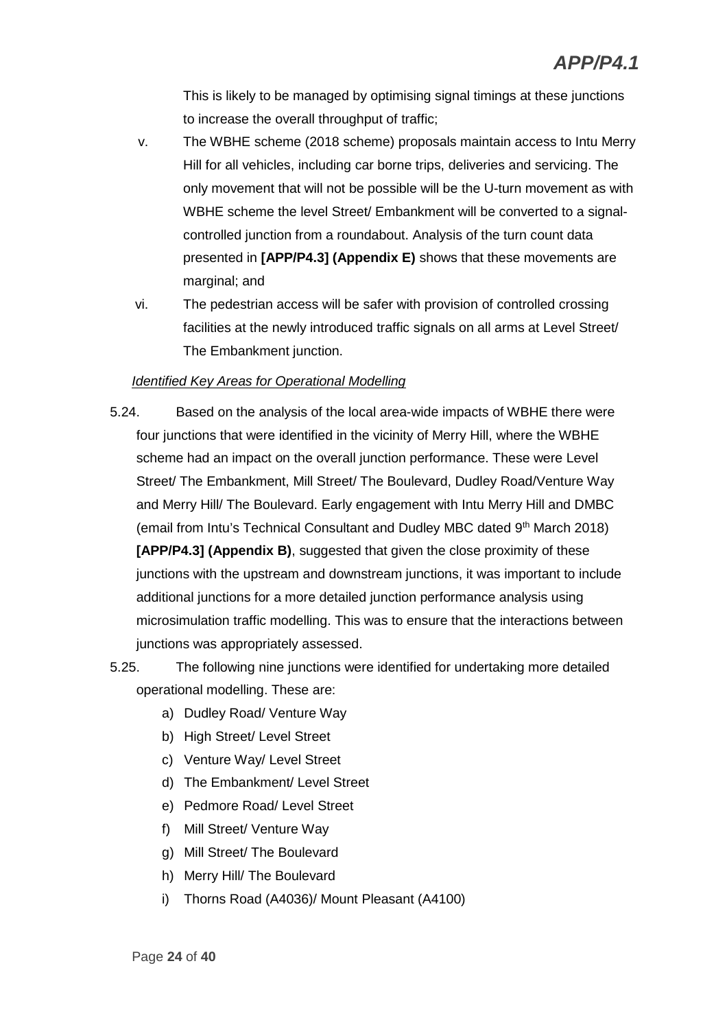This is likely to be managed by optimising signal timings at these junctions to increase the overall throughput of traffic;

v. The WBHE scheme (2018 scheme) proposals maintain access to Intu Merry Hill for all vehicles, including car borne trips, deliveries and servicing. The only movement that will not be possible will be the U-turn movement as with WBHE scheme the level Street/ Embankment will be converted to a signal-controlled junction from a roundabout. Analysis of the turn count data presented in **[APP/P4.3] (Appendix E)** shows that these movements are marginal; and

vi. The pedestrian access will be safer with provision of controlled crossing facilities at the newly introduced traffic signals on all arms at Level Street/ The Embankment junction.

*Identified Key Areas for Operational Modelling*

5.24. Based on the analysis of the local area-wide impacts of WBHE there were four junctions that were identified in the vicinity of Merry Hill, where the WBHE scheme had an impact on the overall junction performance. These were Level Street/ The Embankment, Mill Street/ The Boulevard, Dudley Road/Venture Way and Merry Hill/ The Boulevard. Early engagement with Intu Merry Hill and DMBC (email from Intu's Technical Consultant and Dudley MBC dated 9th March 2018) **[APP/P4.3] (Appendix B)**, suggested that given the close proximity of these junctions with the upstream and downstream junctions, it was important to include additional junctions for a more detailed junction performance analysis using microsimulation traffic modelling. This was to ensure that the interactions between junctions was appropriately assessed.

5.25. The following nine junctions were identified for undertaking more detailed operational modelling. These are:

a) Dudley Road/ Venture Way
b) High Street/ Level Street
c) Venture Way/ Level Street
d) The Embankment/ Level Street
e) Pedmore Road/ Level Street
f) Mill Street/ Venture Way
g) Mill Street/ The Boulevard
h) Merry Hill/ The Boulevard
i) Thorns Road (A4036)/ Mount Pleasant (A4100)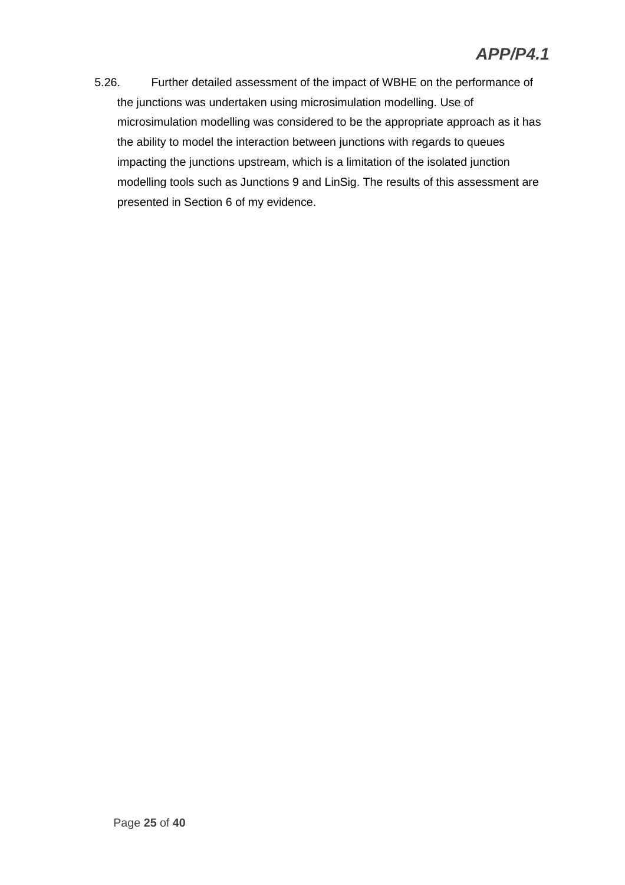5.26. Further detailed assessment of the impact of WBHE on the performance of the junctions was undertaken using microsimulation modelling. Use of microsimulation modelling was considered to be the appropriate approach as it has the ability to model the interaction between junctions with regards to queues impacting the junctions upstream, which is a limitation of the isolated junction modelling tools such as Junctions 9 and LinSig. The results of this assessment are presented in Section 6 of my evidence.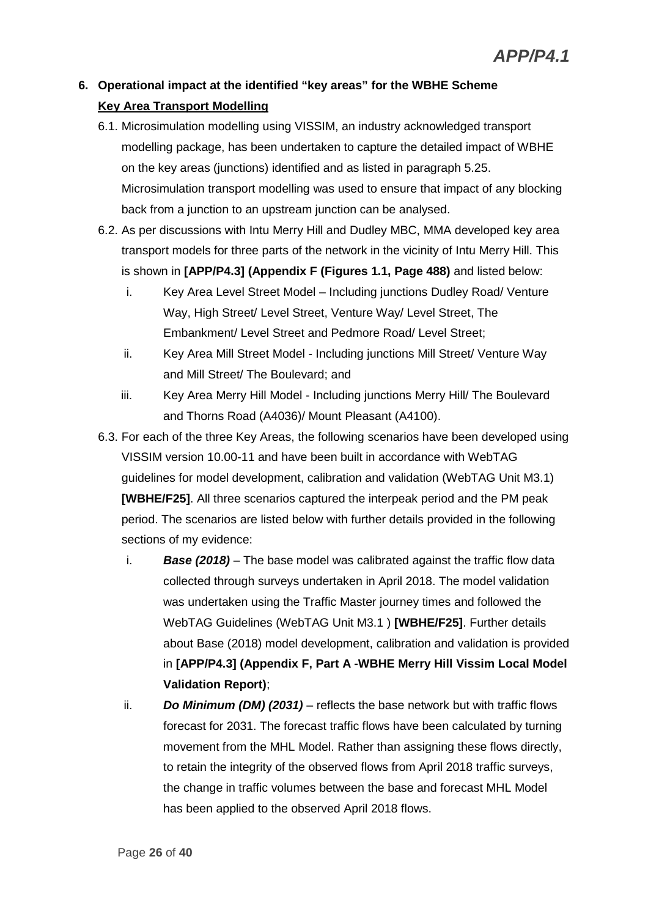## 6. Operational impact at the identified "key areas" for the WBHE Scheme

**Key Area Transport Modelling**

6.1. Microsimulation modelling using VISSIM, an industry acknowledged transport modelling package, has been undertaken to capture the detailed impact of WBHE on the key areas (junctions) identified and as listed in paragraph 5.25. Microsimulation transport modelling was used to ensure that impact of any blocking back from a junction to an upstream junction can be analysed.

6.2. As per discussions with Intu Merry Hill and Dudley MBC, MMA developed key area transport models for three parts of the network in the vicinity of Intu Merry Hill. This is shown in **[APP/P4.3] (Appendix F (Figures 1.1, Page 488)** and listed below:

- i. Key Area Level Street Model – Including junctions Dudley Road/ Venture Way, High Street/ Level Street, Venture Way/ Level Street, The Embankment/ Level Street and Pedmore Road/ Level Street;
- ii. Key Area Mill Street Model - Including junctions Mill Street/ Venture Way and Mill Street/ The Boulevard; and
- iii. Key Area Merry Hill Model - Including junctions Merry Hill/ The Boulevard and Thorns Road (A4036)/ Mount Pleasant (A4100).

6.3. For each of the three Key Areas, the following scenarios have been developed using VISSIM version 10.00-11 and have been built in accordance with WebTAG guidelines for model development, calibration and validation (WebTAG Unit M3.1) **[WBHE/F25]**. All three scenarios captured the interpeak period and the PM peak period. The scenarios are listed below with further details provided in the following sections of my evidence:

- i. ***Base (2018)*** – The base model was calibrated against the traffic flow data collected through surveys undertaken in April 2018. The model validation was undertaken using the Traffic Master journey times and followed the WebTAG Guidelines (WebTAG Unit M3.1 ) **[WBHE/F25]**. Further details about Base (2018) model development, calibration and validation is provided in **[APP/P4.3] (Appendix F, Part A -WBHE Merry Hill Vissim Local Model Validation Report)**;
- ii. ***Do Minimum (DM) (2031)*** – reflects the base network but with traffic flows forecast for 2031. The forecast traffic flows have been calculated by turning movement from the MHL Model. Rather than assigning these flows directly, to retain the integrity of the observed flows from April 2018 traffic surveys, the change in traffic volumes between the base and forecast MHL Model has been applied to the observed April 2018 flows.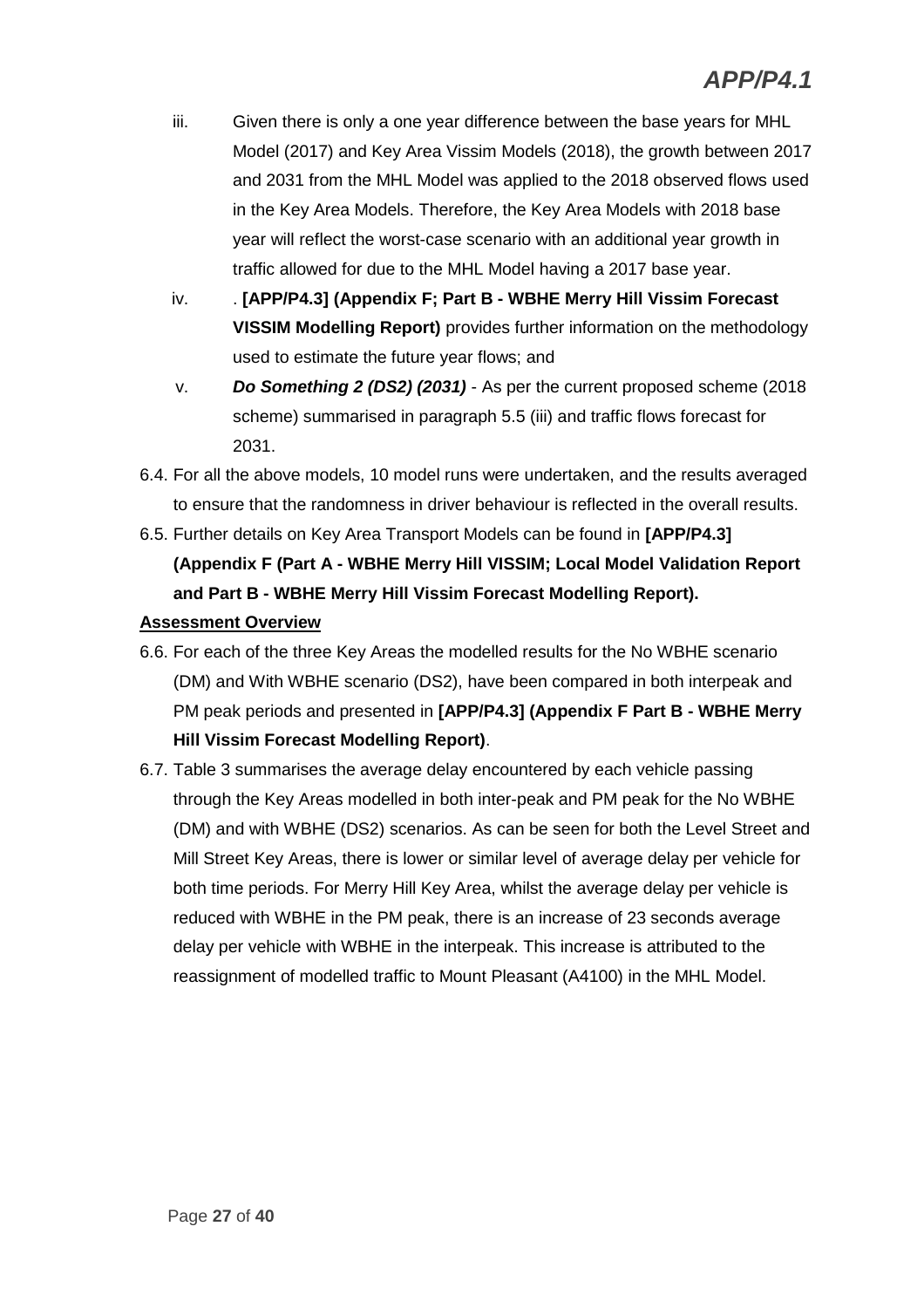iii. Given there is only a one year difference between the base years for MHL Model (2017) and Key Area Vissim Models (2018), the growth between 2017 and 2031 from the MHL Model was applied to the 2018 observed flows used in the Key Area Models. Therefore, the Key Area Models with 2018 base year will reflect the worst-case scenario with an additional year growth in traffic allowed for due to the MHL Model having a 2017 base year.

iv. . **[APP/P4.3] (Appendix F; Part B - WBHE Merry Hill Vissim Forecast VISSIM Modelling Report)** provides further information on the methodology used to estimate the future year flows; and

v. ***Do Something 2 (DS2) (2031)*** - As per the current proposed scheme (2018 scheme) summarised in paragraph 5.5 (iii) and traffic flows forecast for 2031.

6.4. For all the above models, 10 model runs were undertaken, and the results averaged to ensure that the randomness in driver behaviour is reflected in the overall results.

6.5. Further details on Key Area Transport Models can be found in **[APP/P4.3] (Appendix F (Part A - WBHE Merry Hill VISSIM; Local Model Validation Report and Part B - WBHE Merry Hill Vissim Forecast Modelling Report).**

**Assessment Overview**

6.6. For each of the three Key Areas the modelled results for the No WBHE scenario (DM) and With WBHE scenario (DS2), have been compared in both interpeak and PM peak periods and presented in **[APP/P4.3] (Appendix F Part B - WBHE Merry Hill Vissim Forecast Modelling Report)**.

6.7. Table 3 summarises the average delay encountered by each vehicle passing through the Key Areas modelled in both inter-peak and PM peak for the No WBHE (DM) and with WBHE (DS2) scenarios. As can be seen for both the Level Street and Mill Street Key Areas, there is lower or similar level of average delay per vehicle for both time periods. For Merry Hill Key Area, whilst the average delay per vehicle is reduced with WBHE in the PM peak, there is an increase of 23 seconds average delay per vehicle with WBHE in the interpeak. This increase is attributed to the reassignment of modelled traffic to Mount Pleasant (A4100) in the MHL Model.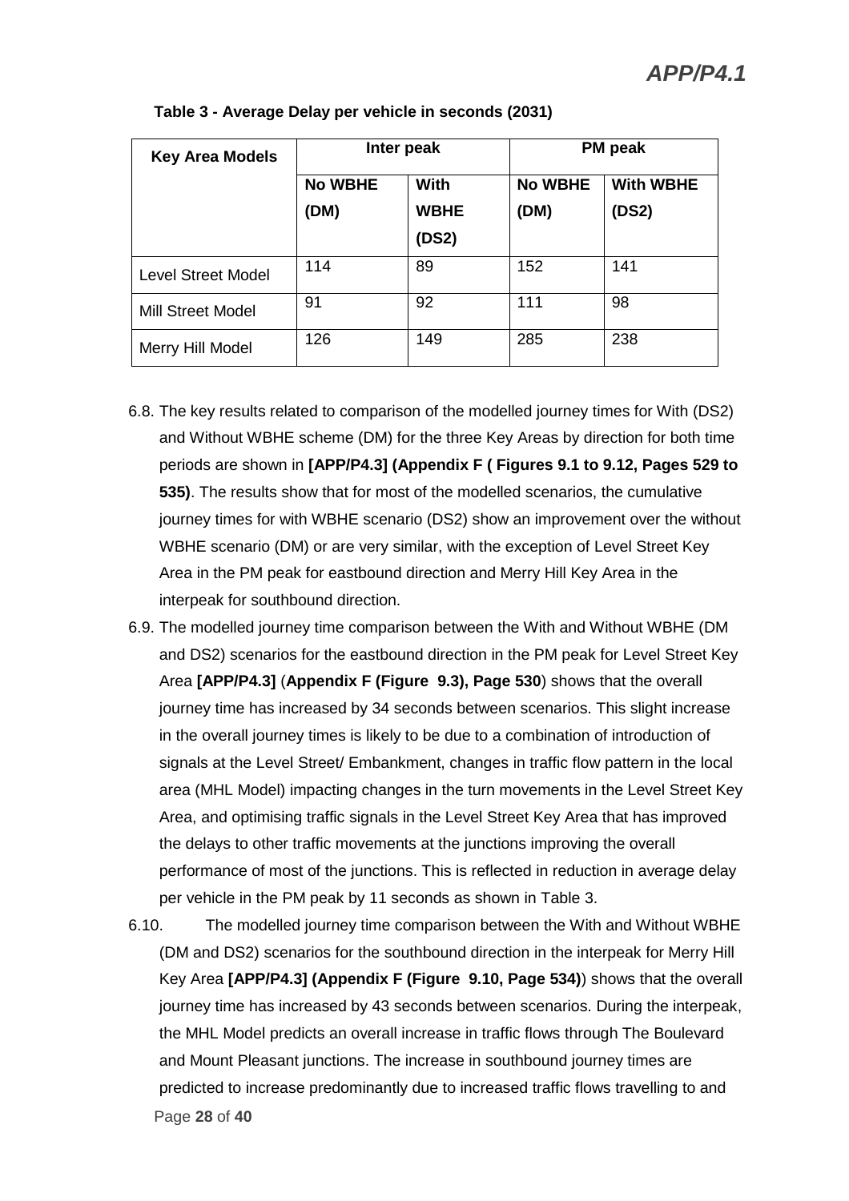**Table 3 - Average Delay per vehicle in seconds (2031)**

| Key Area Models | Inter peak | | PM peak | |
|---|---|---|---|---|
| | **No WBHE (DM)** | **With WBHE (DS2)** | **No WBHE (DM)** | **With WBHE (DS2)** |
| Level Street Model | 114 | 89 | 152 | 141 |
| Mill Street Model | 91 | 92 | 111 | 98 |
| Merry Hill Model | 126 | 149 | 285 | 238 |

6.8. The key results related to comparison of the modelled journey times for With (DS2) and Without WBHE scheme (DM) for the three Key Areas by direction for both time periods are shown in **[APP/P4.3] (Appendix F ( Figures 9.1 to 9.12, Pages 529 to 535)**. The results show that for most of the modelled scenarios, the cumulative journey times for with WBHE scenario (DS2) show an improvement over the without WBHE scenario (DM) or are very similar, with the exception of Level Street Key Area in the PM peak for eastbound direction and Merry Hill Key Area in the interpeak for southbound direction.

6.9. The modelled journey time comparison between the With and Without WBHE (DM and DS2) scenarios for the eastbound direction in the PM peak for Level Street Key Area **[APP/P4.3]** (**Appendix F (Figure 9.3), Page 530**) shows that the overall journey time has increased by 34 seconds between scenarios. This slight increase in the overall journey times is likely to be due to a combination of introduction of signals at the Level Street/ Embankment, changes in traffic flow pattern in the local area (MHL Model) impacting changes in the turn movements in the Level Street Key Area, and optimising traffic signals in the Level Street Key Area that has improved the delays to other traffic movements at the junctions improving the overall performance of most of the junctions. This is reflected in reduction in average delay per vehicle in the PM peak by 11 seconds as shown in Table 3.

6.10. The modelled journey time comparison between the With and Without WBHE (DM and DS2) scenarios for the southbound direction in the interpeak for Merry Hill Key Area **[APP/P4.3] (Appendix F (Figure 9.10, Page 534)**) shows that the overall journey time has increased by 43 seconds between scenarios. During the interpeak, the MHL Model predicts an overall increase in traffic flows through The Boulevard and Mount Pleasant junctions. The increase in southbound journey times are predicted to increase predominantly due to increased traffic flows travelling to and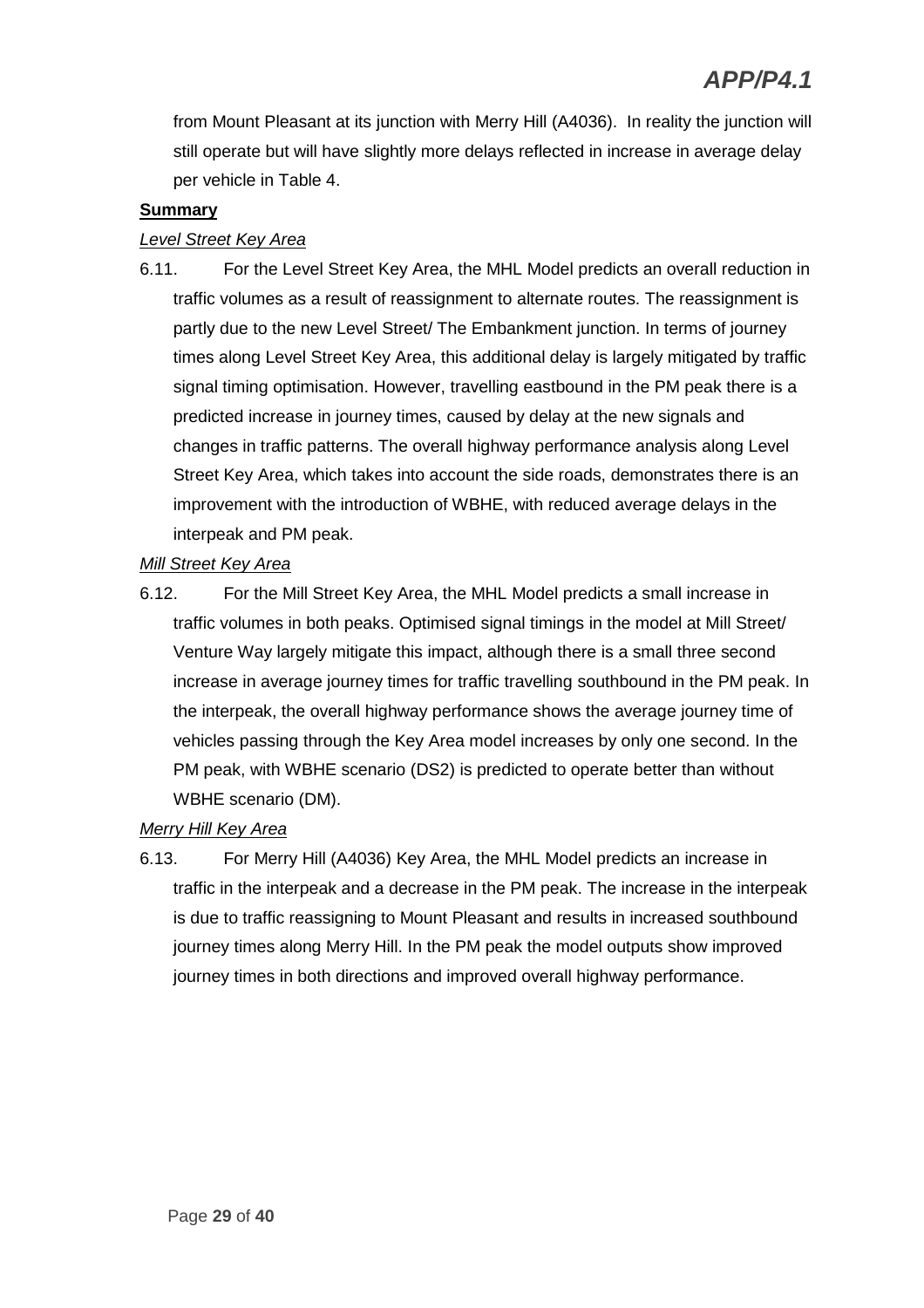from Mount Pleasant at its junction with Merry Hill (A4036). In reality the junction will still operate but will have slightly more delays reflected in increase in average delay per vehicle in Table 4.

**Summary**

*Level Street Key Area*

6.11. For the Level Street Key Area, the MHL Model predicts an overall reduction in traffic volumes as a result of reassignment to alternate routes. The reassignment is partly due to the new Level Street/ The Embankment junction. In terms of journey times along Level Street Key Area, this additional delay is largely mitigated by traffic signal timing optimisation. However, travelling eastbound in the PM peak there is a predicted increase in journey times, caused by delay at the new signals and changes in traffic patterns. The overall highway performance analysis along Level Street Key Area, which takes into account the side roads, demonstrates there is an improvement with the introduction of WBHE, with reduced average delays in the interpeak and PM peak.

*Mill Street Key Area*

6.12. For the Mill Street Key Area, the MHL Model predicts a small increase in traffic volumes in both peaks. Optimised signal timings in the model at Mill Street/ Venture Way largely mitigate this impact, although there is a small three second increase in average journey times for traffic travelling southbound in the PM peak. In the interpeak, the overall highway performance shows the average journey time of vehicles passing through the Key Area model increases by only one second. In the PM peak, with WBHE scenario (DS2) is predicted to operate better than without WBHE scenario (DM).

*Merry Hill Key Area*

6.13. For Merry Hill (A4036) Key Area, the MHL Model predicts an increase in traffic in the interpeak and a decrease in the PM peak. The increase in the interpeak is due to traffic reassigning to Mount Pleasant and results in increased southbound journey times along Merry Hill. In the PM peak the model outputs show improved journey times in both directions and improved overall highway performance.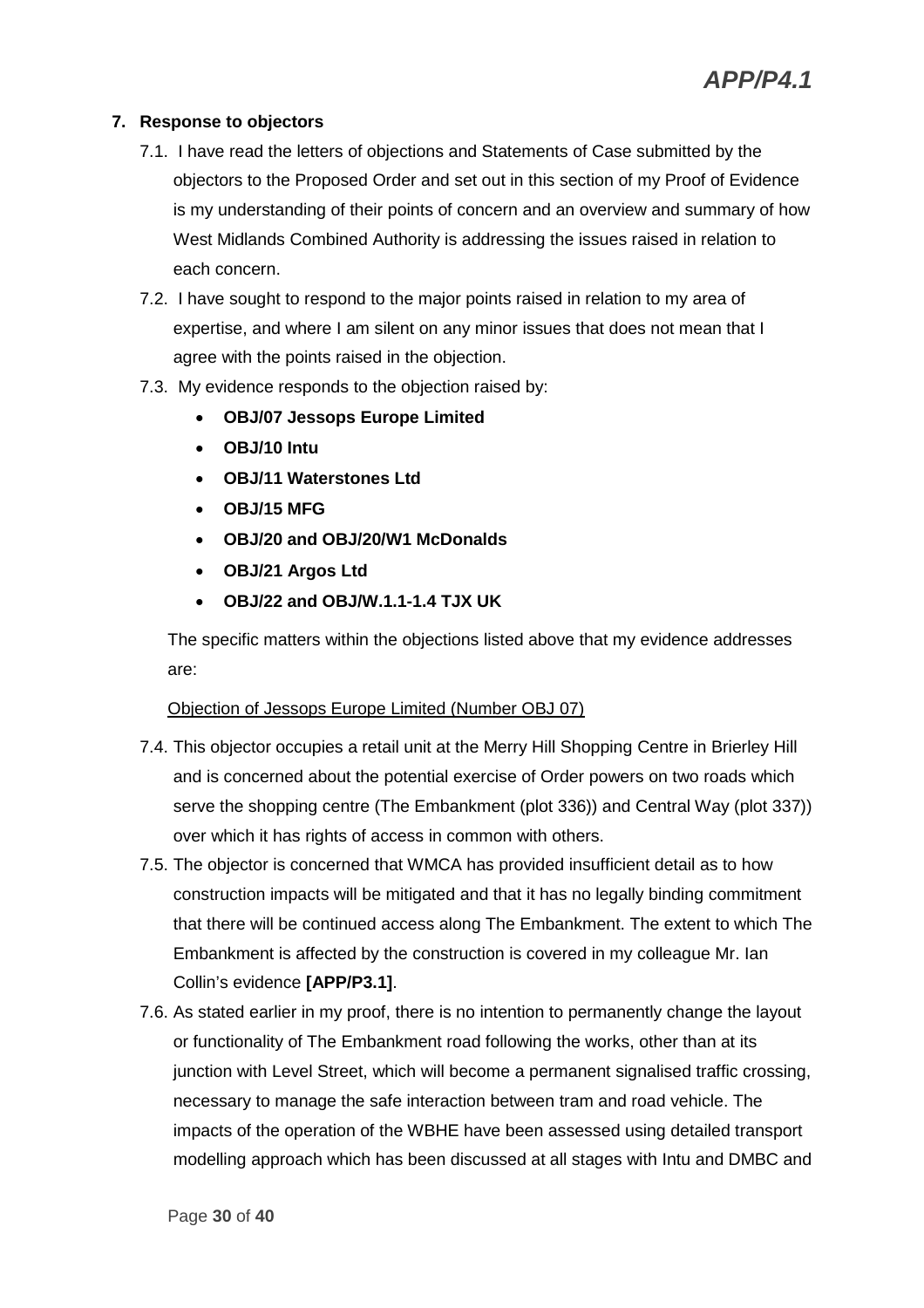## 7. Response to objectors

7.1. I have read the letters of objections and Statements of Case submitted by the objectors to the Proposed Order and set out in this section of my Proof of Evidence is my understanding of their points of concern and an overview and summary of how West Midlands Combined Authority is addressing the issues raised in relation to each concern.

7.2. I have sought to respond to the major points raised in relation to my area of expertise, and where I am silent on any minor issues that does not mean that I agree with the points raised in the objection.

7.3. My evidence responds to the objection raised by:

- **OBJ/07 Jessops Europe Limited**
- **OBJ/10 Intu**
- **OBJ/11 Waterstones Ltd**
- **OBJ/15 MFG**
- **OBJ/20 and OBJ/20/W1 McDonalds**
- **OBJ/21 Argos Ltd**
- **OBJ/22 and OBJ/W.1.1-1.4 TJX UK**

The specific matters within the objections listed above that my evidence addresses are:

Objection of Jessops Europe Limited (Number OBJ 07)

7.4. This objector occupies a retail unit at the Merry Hill Shopping Centre in Brierley Hill and is concerned about the potential exercise of Order powers on two roads which serve the shopping centre (The Embankment (plot 336)) and Central Way (plot 337)) over which it has rights of access in common with others.

7.5. The objector is concerned that WMCA has provided insufficient detail as to how construction impacts will be mitigated and that it has no legally binding commitment that there will be continued access along The Embankment. The extent to which The Embankment is affected by the construction is covered in my colleague Mr. Ian Collin's evidence **[APP/P3.1]**.

7.6. As stated earlier in my proof, there is no intention to permanently change the layout or functionality of The Embankment road following the works, other than at its junction with Level Street, which will become a permanent signalised traffic crossing, necessary to manage the safe interaction between tram and road vehicle. The impacts of the operation of the WBHE have been assessed using detailed transport modelling approach which has been discussed at all stages with Intu and DMBC and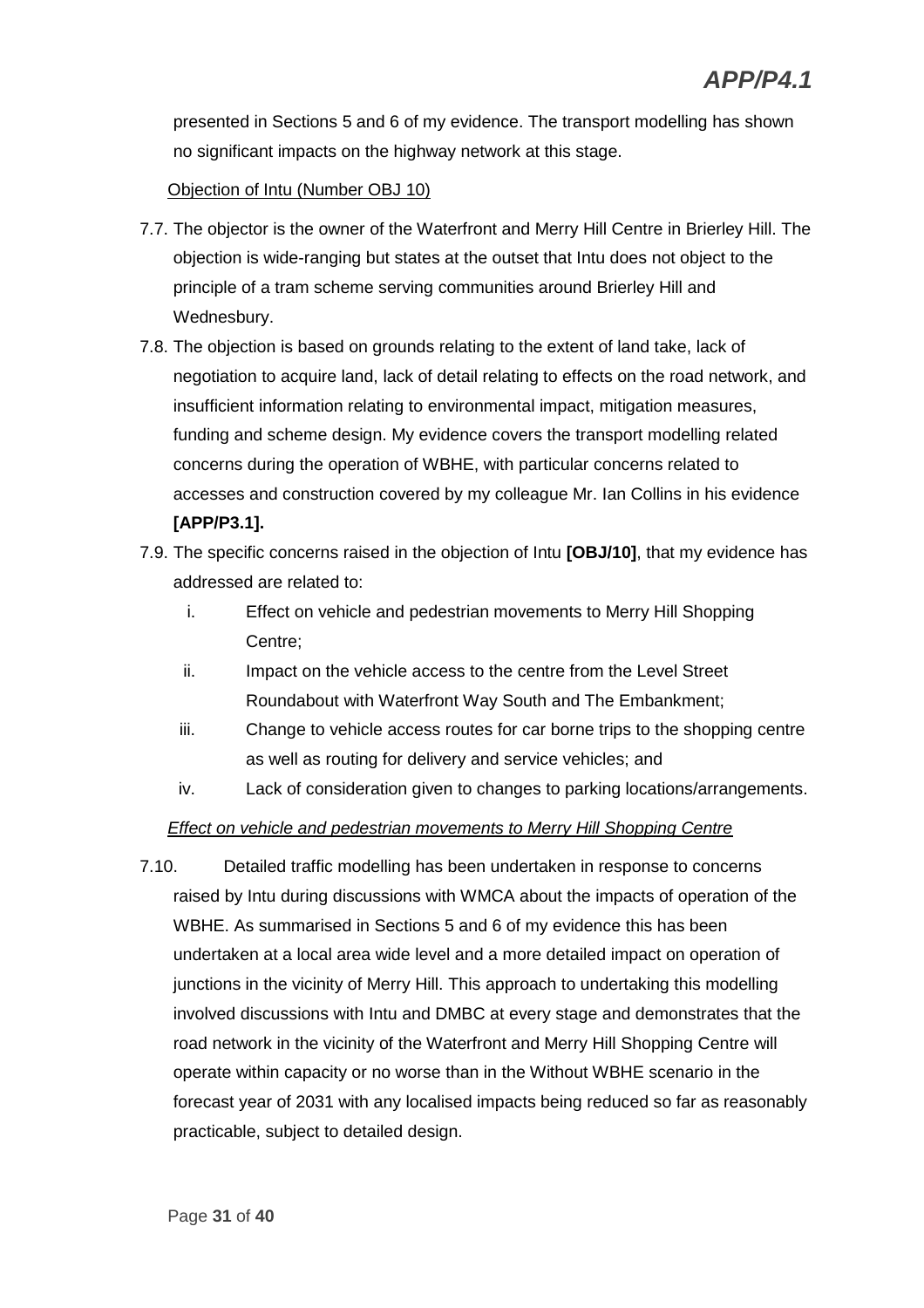presented in Sections 5 and 6 of my evidence. The transport modelling has shown no significant impacts on the highway network at this stage.

<u>Objection of Intu (Number OBJ 10)</u>

7.7. The objector is the owner of the Waterfront and Merry Hill Centre in Brierley Hill. The objection is wide-ranging but states at the outset that Intu does not object to the principle of a tram scheme serving communities around Brierley Hill and Wednesbury.

7.8. The objection is based on grounds relating to the extent of land take, lack of negotiation to acquire land, lack of detail relating to effects on the road network, and insufficient information relating to environmental impact, mitigation measures, funding and scheme design. My evidence covers the transport modelling related concerns during the operation of WBHE, with particular concerns related to accesses and construction covered by my colleague Mr. Ian Collins in his evidence **[APP/P3.1].**

7.9. The specific concerns raised in the objection of Intu **[OBJ/10]**, that my evidence has addressed are related to:

   i. Effect on vehicle and pedestrian movements to Merry Hill Shopping Centre;
   ii. Impact on the vehicle access to the centre from the Level Street Roundabout with Waterfront Way South and The Embankment;
   iii. Change to vehicle access routes for car borne trips to the shopping centre as well as routing for delivery and service vehicles; and
   iv. Lack of consideration given to changes to parking locations/arrangements.

*<u>Effect on vehicle and pedestrian movements to Merry Hill Shopping Centre</u>*

7.10. Detailed traffic modelling has been undertaken in response to concerns raised by Intu during discussions with WMCA about the impacts of operation of the WBHE. As summarised in Sections 5 and 6 of my evidence this has been undertaken at a local area wide level and a more detailed impact on operation of junctions in the vicinity of Merry Hill. This approach to undertaking this modelling involved discussions with Intu and DMBC at every stage and demonstrates that the road network in the vicinity of the Waterfront and Merry Hill Shopping Centre will operate within capacity or no worse than in the Without WBHE scenario in the forecast year of 2031 with any localised impacts being reduced so far as reasonably practicable, subject to detailed design.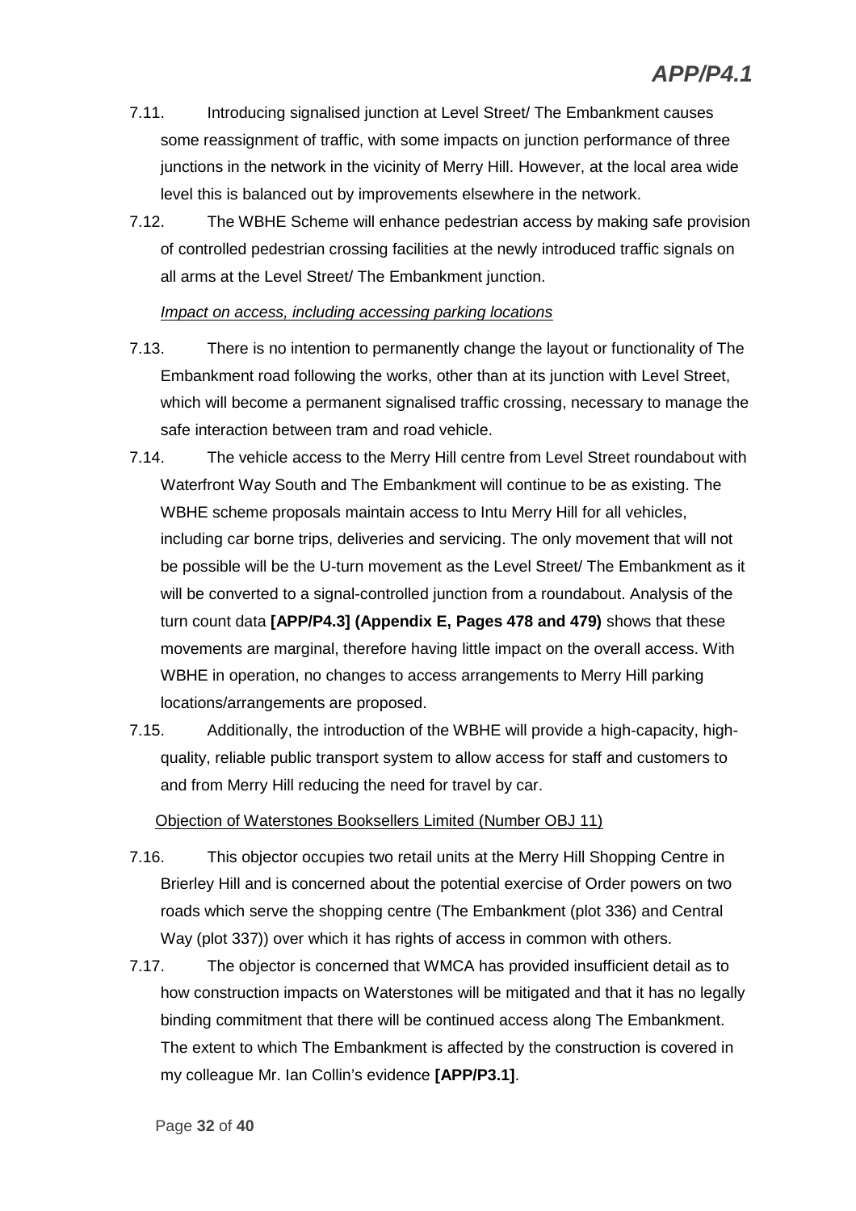7.11. Introducing signalised junction at Level Street/ The Embankment causes some reassignment of traffic, with some impacts on junction performance of three junctions in the network in the vicinity of Merry Hill. However, at the local area wide level this is balanced out by improvements elsewhere in the network.

7.12. The WBHE Scheme will enhance pedestrian access by making safe provision of controlled pedestrian crossing facilities at the newly introduced traffic signals on all arms at the Level Street/ The Embankment junction.

*Impact on access, including accessing parking locations*

7.13. There is no intention to permanently change the layout or functionality of The Embankment road following the works, other than at its junction with Level Street, which will become a permanent signalised traffic crossing, necessary to manage the safe interaction between tram and road vehicle.

7.14. The vehicle access to the Merry Hill centre from Level Street roundabout with Waterfront Way South and The Embankment will continue to be as existing. The WBHE scheme proposals maintain access to Intu Merry Hill for all vehicles, including car borne trips, deliveries and servicing. The only movement that will not be possible will be the U-turn movement as the Level Street/ The Embankment as it will be converted to a signal-controlled junction from a roundabout. Analysis of the turn count data **[APP/P4.3] (Appendix E, Pages 478 and 479)** shows that these movements are marginal, therefore having little impact on the overall access. With WBHE in operation, no changes to access arrangements to Merry Hill parking locations/arrangements are proposed.

7.15. Additionally, the introduction of the WBHE will provide a high-capacity, high-quality, reliable public transport system to allow access for staff and customers to and from Merry Hill reducing the need for travel by car.

Objection of Waterstones Booksellers Limited (Number OBJ 11)

7.16. This objector occupies two retail units at the Merry Hill Shopping Centre in Brierley Hill and is concerned about the potential exercise of Order powers on two roads which serve the shopping centre (The Embankment (plot 336) and Central Way (plot 337)) over which it has rights of access in common with others.

7.17. The objector is concerned that WMCA has provided insufficient detail as to how construction impacts on Waterstones will be mitigated and that it has no legally binding commitment that there will be continued access along The Embankment. The extent to which The Embankment is affected by the construction is covered in my colleague Mr. Ian Collin's evidence **[APP/P3.1]**.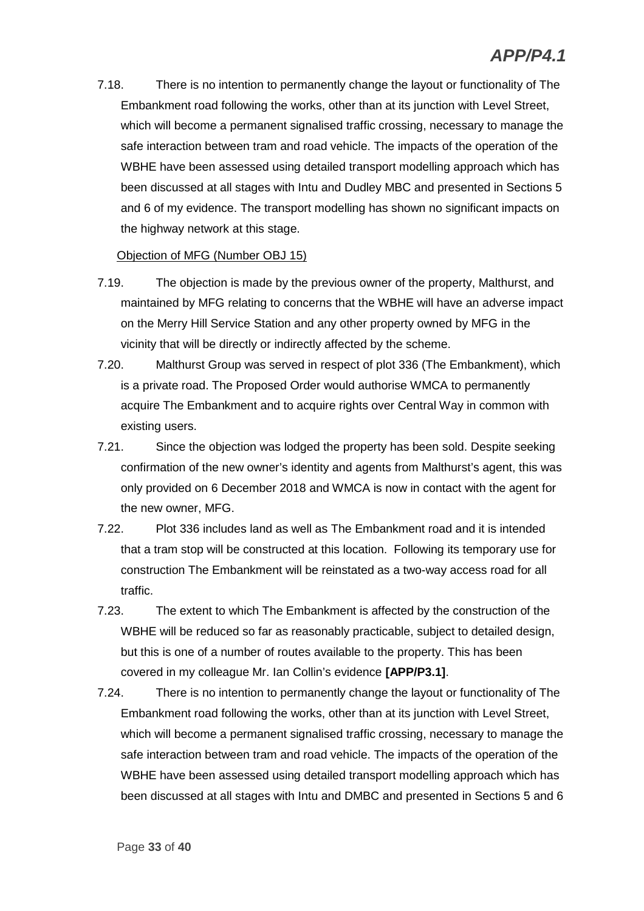7.18. There is no intention to permanently change the layout or functionality of The Embankment road following the works, other than at its junction with Level Street, which will become a permanent signalised traffic crossing, necessary to manage the safe interaction between tram and road vehicle. The impacts of the operation of the WBHE have been assessed using detailed transport modelling approach which has been discussed at all stages with Intu and Dudley MBC and presented in Sections 5 and 6 of my evidence. The transport modelling has shown no significant impacts on the highway network at this stage.

<u>Objection of MFG (Number OBJ 15)</u>

7.19. The objection is made by the previous owner of the property, Malthurst, and maintained by MFG relating to concerns that the WBHE will have an adverse impact on the Merry Hill Service Station and any other property owned by MFG in the vicinity that will be directly or indirectly affected by the scheme.

7.20. Malthurst Group was served in respect of plot 336 (The Embankment), which is a private road. The Proposed Order would authorise WMCA to permanently acquire The Embankment and to acquire rights over Central Way in common with existing users.

7.21. Since the objection was lodged the property has been sold. Despite seeking confirmation of the new owner's identity and agents from Malthurst's agent, this was only provided on 6 December 2018 and WMCA is now in contact with the agent for the new owner, MFG.

7.22. Plot 336 includes land as well as The Embankment road and it is intended that a tram stop will be constructed at this location. Following its temporary use for construction The Embankment will be reinstated as a two-way access road for all traffic.

7.23. The extent to which The Embankment is affected by the construction of the WBHE will be reduced so far as reasonably practicable, subject to detailed design, but this is one of a number of routes available to the property. This has been covered in my colleague Mr. Ian Collin's evidence **[APP/P3.1]**.

7.24. There is no intention to permanently change the layout or functionality of The Embankment road following the works, other than at its junction with Level Street, which will become a permanent signalised traffic crossing, necessary to manage the safe interaction between tram and road vehicle. The impacts of the operation of the WBHE have been assessed using detailed transport modelling approach which has been discussed at all stages with Intu and DMBC and presented in Sections 5 and 6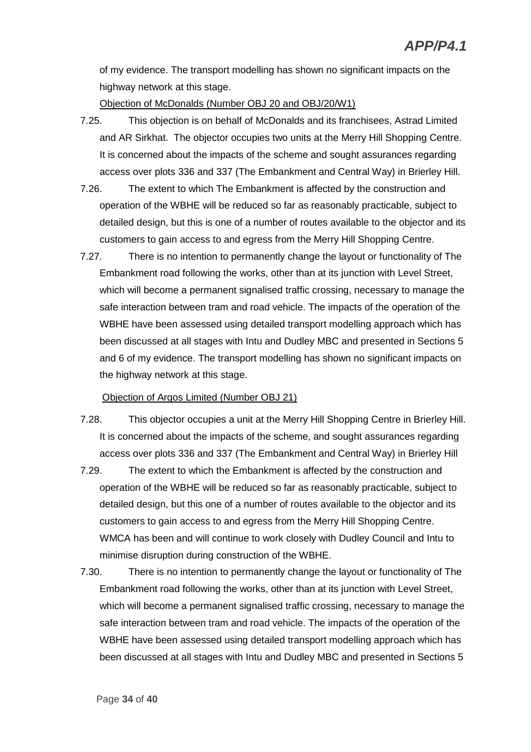of my evidence. The transport modelling has shown no significant impacts on the highway network at this stage.

Objection of McDonalds (Number OBJ 20 and OBJ/20/W1)

7.25. This objection is on behalf of McDonalds and its franchisees, Astrad Limited and AR Sirkhat. The objector occupies two units at the Merry Hill Shopping Centre. It is concerned about the impacts of the scheme and sought assurances regarding access over plots 336 and 337 (The Embankment and Central Way) in Brierley Hill.

7.26. The extent to which The Embankment is affected by the construction and operation of the WBHE will be reduced so far as reasonably practicable, subject to detailed design, but this is one of a number of routes available to the objector and its customers to gain access to and egress from the Merry Hill Shopping Centre.

7.27. There is no intention to permanently change the layout or functionality of The Embankment road following the works, other than at its junction with Level Street, which will become a permanent signalised traffic crossing, necessary to manage the safe interaction between tram and road vehicle. The impacts of the operation of the WBHE have been assessed using detailed transport modelling approach which has been discussed at all stages with Intu and Dudley MBC and presented in Sections 5 and 6 of my evidence. The transport modelling has shown no significant impacts on the highway network at this stage.

Objection of Argos Limited (Number OBJ 21)

7.28. This objector occupies a unit at the Merry Hill Shopping Centre in Brierley Hill. It is concerned about the impacts of the scheme, and sought assurances regarding access over plots 336 and 337 (The Embankment and Central Way) in Brierley Hill

7.29. The extent to which the Embankment is affected by the construction and operation of the WBHE will be reduced so far as reasonably practicable, subject to detailed design, but this one of a number of routes available to the objector and its customers to gain access to and egress from the Merry Hill Shopping Centre. WMCA has been and will continue to work closely with Dudley Council and Intu to minimise disruption during construction of the WBHE.

7.30. There is no intention to permanently change the layout or functionality of The Embankment road following the works, other than at its junction with Level Street, which will become a permanent signalised traffic crossing, necessary to manage the safe interaction between tram and road vehicle. The impacts of the operation of the WBHE have been assessed using detailed transport modelling approach which has been discussed at all stages with Intu and Dudley MBC and presented in Sections 5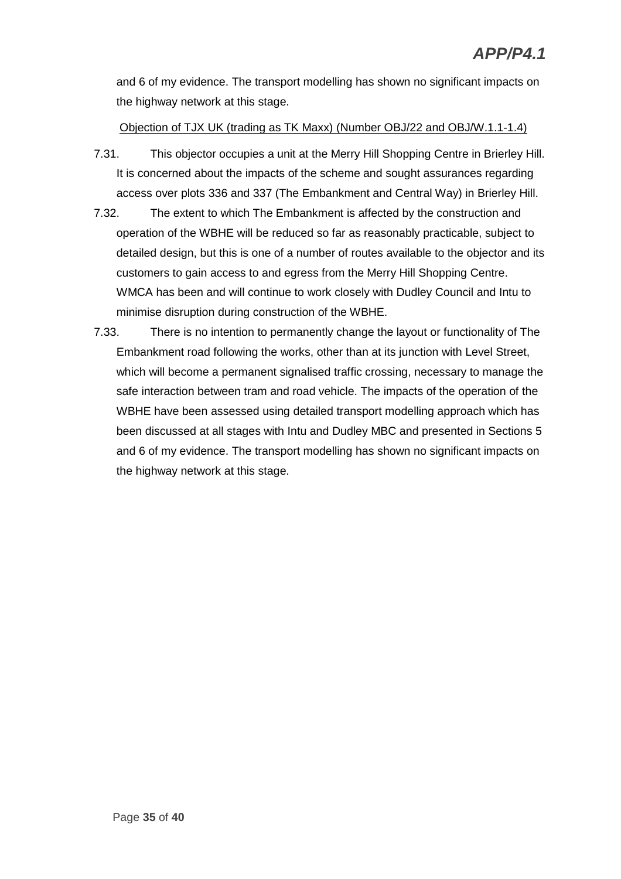and 6 of my evidence. The transport modelling has shown no significant impacts on the highway network at this stage.

Objection of TJX UK (trading as TK Maxx) (Number OBJ/22 and OBJ/W.1.1-1.4)

7.31. This objector occupies a unit at the Merry Hill Shopping Centre in Brierley Hill. It is concerned about the impacts of the scheme and sought assurances regarding access over plots 336 and 337 (The Embankment and Central Way) in Brierley Hill.

7.32. The extent to which The Embankment is affected by the construction and operation of the WBHE will be reduced so far as reasonably practicable, subject to detailed design, but this is one of a number of routes available to the objector and its customers to gain access to and egress from the Merry Hill Shopping Centre. WMCA has been and will continue to work closely with Dudley Council and Intu to minimise disruption during construction of the WBHE.

7.33. There is no intention to permanently change the layout or functionality of The Embankment road following the works, other than at its junction with Level Street, which will become a permanent signalised traffic crossing, necessary to manage the safe interaction between tram and road vehicle. The impacts of the operation of the WBHE have been assessed using detailed transport modelling approach which has been discussed at all stages with Intu and Dudley MBC and presented in Sections 5 and 6 of my evidence. The transport modelling has shown no significant impacts on the highway network at this stage.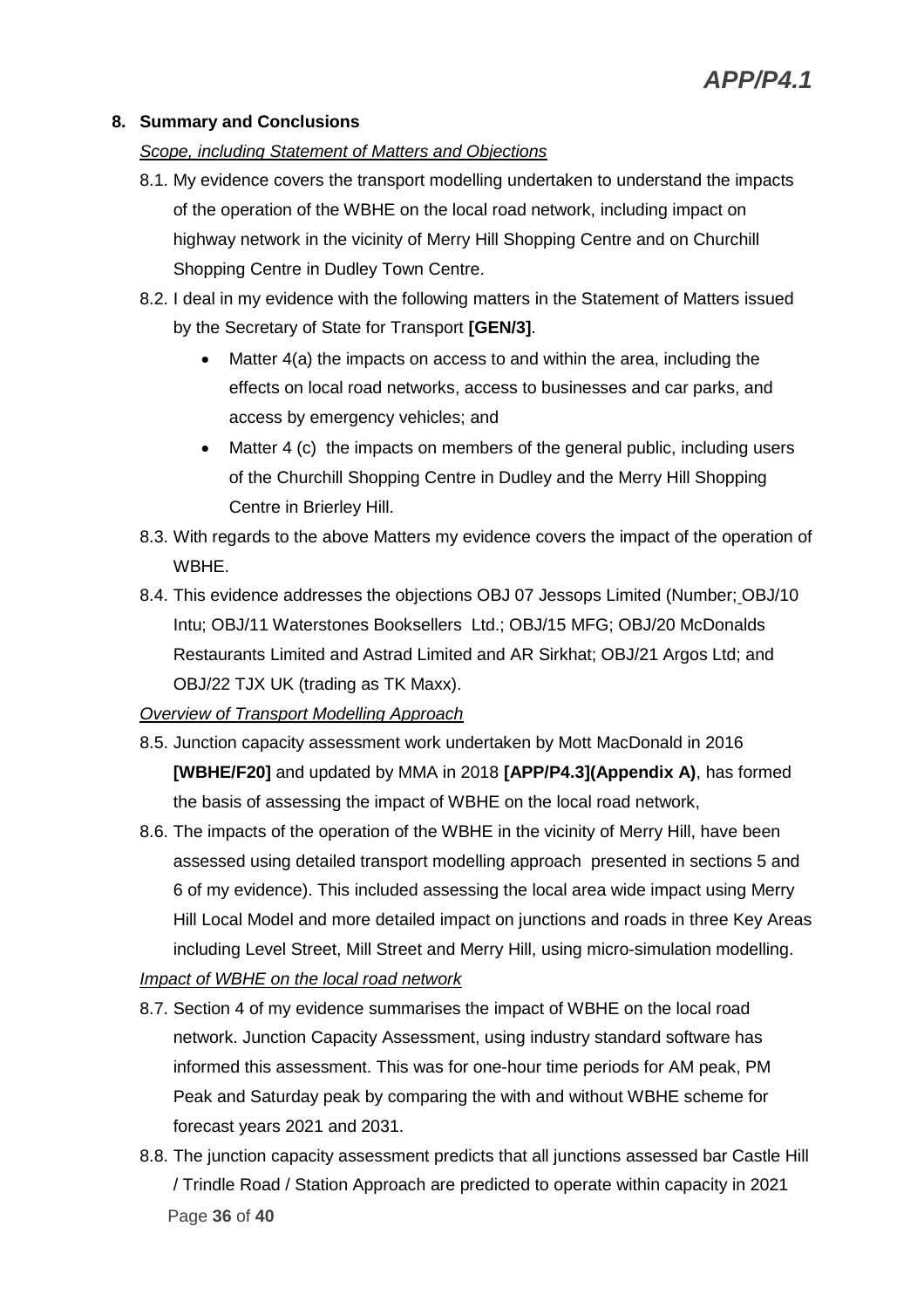## 8. Summary and Conclusions

*Scope, including Statement of Matters and Objections*

8.1. My evidence covers the transport modelling undertaken to understand the impacts of the operation of the WBHE on the local road network, including impact on highway network in the vicinity of Merry Hill Shopping Centre and on Churchill Shopping Centre in Dudley Town Centre.

8.2. I deal in my evidence with the following matters in the Statement of Matters issued by the Secretary of State for Transport **[GEN/3]**.

- Matter 4(a) the impacts on access to and within the area, including the effects on local road networks, access to businesses and car parks, and access by emergency vehicles; and
- Matter 4 (c) the impacts on members of the general public, including users of the Churchill Shopping Centre in Dudley and the Merry Hill Shopping Centre in Brierley Hill.

8.3. With regards to the above Matters my evidence covers the impact of the operation of WBHE.

8.4. This evidence addresses the objections OBJ 07 Jessops Limited (Number; OBJ/10 Intu; OBJ/11 Waterstones Booksellers Ltd.; OBJ/15 MFG; OBJ/20 McDonalds Restaurants Limited and Astrad Limited and AR Sirkhat; OBJ/21 Argos Ltd; and OBJ/22 TJX UK (trading as TK Maxx).

*Overview of Transport Modelling Approach*

8.5. Junction capacity assessment work undertaken by Mott MacDonald in 2016 **[WBHE/F20]** and updated by MMA in 2018 **[APP/P4.3](Appendix A)**, has formed the basis of assessing the impact of WBHE on the local road network,

8.6. The impacts of the operation of the WBHE in the vicinity of Merry Hill, have been assessed using detailed transport modelling approach presented in sections 5 and 6 of my evidence). This included assessing the local area wide impact using Merry Hill Local Model and more detailed impact on junctions and roads in three Key Areas including Level Street, Mill Street and Merry Hill, using micro-simulation modelling.

*Impact of WBHE on the local road network*

8.7. Section 4 of my evidence summarises the impact of WBHE on the local road network. Junction Capacity Assessment, using industry standard software has informed this assessment. This was for one-hour time periods for AM peak, PM Peak and Saturday peak by comparing the with and without WBHE scheme for forecast years 2021 and 2031.

8.8. The junction capacity assessment predicts that all junctions assessed bar Castle Hill / Trindle Road / Station Approach are predicted to operate within capacity in 2021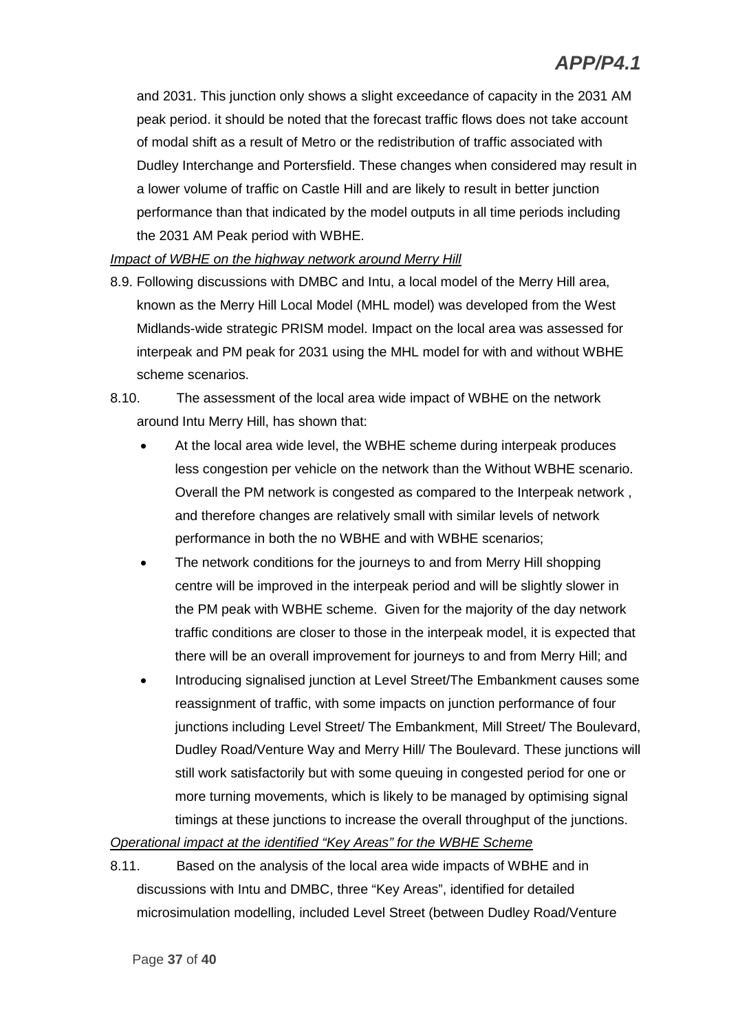and 2031. This junction only shows a slight exceedance of capacity in the 2031 AM peak period. it should be noted that the forecast traffic flows does not take account of modal shift as a result of Metro or the redistribution of traffic associated with Dudley Interchange and Portersfield. These changes when considered may result in a lower volume of traffic on Castle Hill and are likely to result in better junction performance than that indicated by the model outputs in all time periods including the 2031 AM Peak period with WBHE.

*Impact of WBHE on the highway network around Merry Hill*

8.9. Following discussions with DMBC and Intu, a local model of the Merry Hill area, known as the Merry Hill Local Model (MHL model) was developed from the West Midlands-wide strategic PRISM model. Impact on the local area was assessed for interpeak and PM peak for 2031 using the MHL model for with and without WBHE scheme scenarios.

8.10. The assessment of the local area wide impact of WBHE on the network around Intu Merry Hill, has shown that:

- At the local area wide level, the WBHE scheme during interpeak produces less congestion per vehicle on the network than the Without WBHE scenario. Overall the PM network is congested as compared to the Interpeak network , and therefore changes are relatively small with similar levels of network performance in both the no WBHE and with WBHE scenarios;
- The network conditions for the journeys to and from Merry Hill shopping centre will be improved in the interpeak period and will be slightly slower in the PM peak with WBHE scheme. Given for the majority of the day network traffic conditions are closer to those in the interpeak model, it is expected that there will be an overall improvement for journeys to and from Merry Hill; and
- Introducing signalised junction at Level Street/The Embankment causes some reassignment of traffic, with some impacts on junction performance of four junctions including Level Street/ The Embankment, Mill Street/ The Boulevard, Dudley Road/Venture Way and Merry Hill/ The Boulevard. These junctions will still work satisfactorily but with some queuing in congested period for one or more turning movements, which is likely to be managed by optimising signal timings at these junctions to increase the overall throughput of the junctions.

*Operational impact at the identified "Key Areas" for the WBHE Scheme*

8.11. Based on the analysis of the local area wide impacts of WBHE and in discussions with Intu and DMBC, three "Key Areas", identified for detailed microsimulation modelling, included Level Street (between Dudley Road/Venture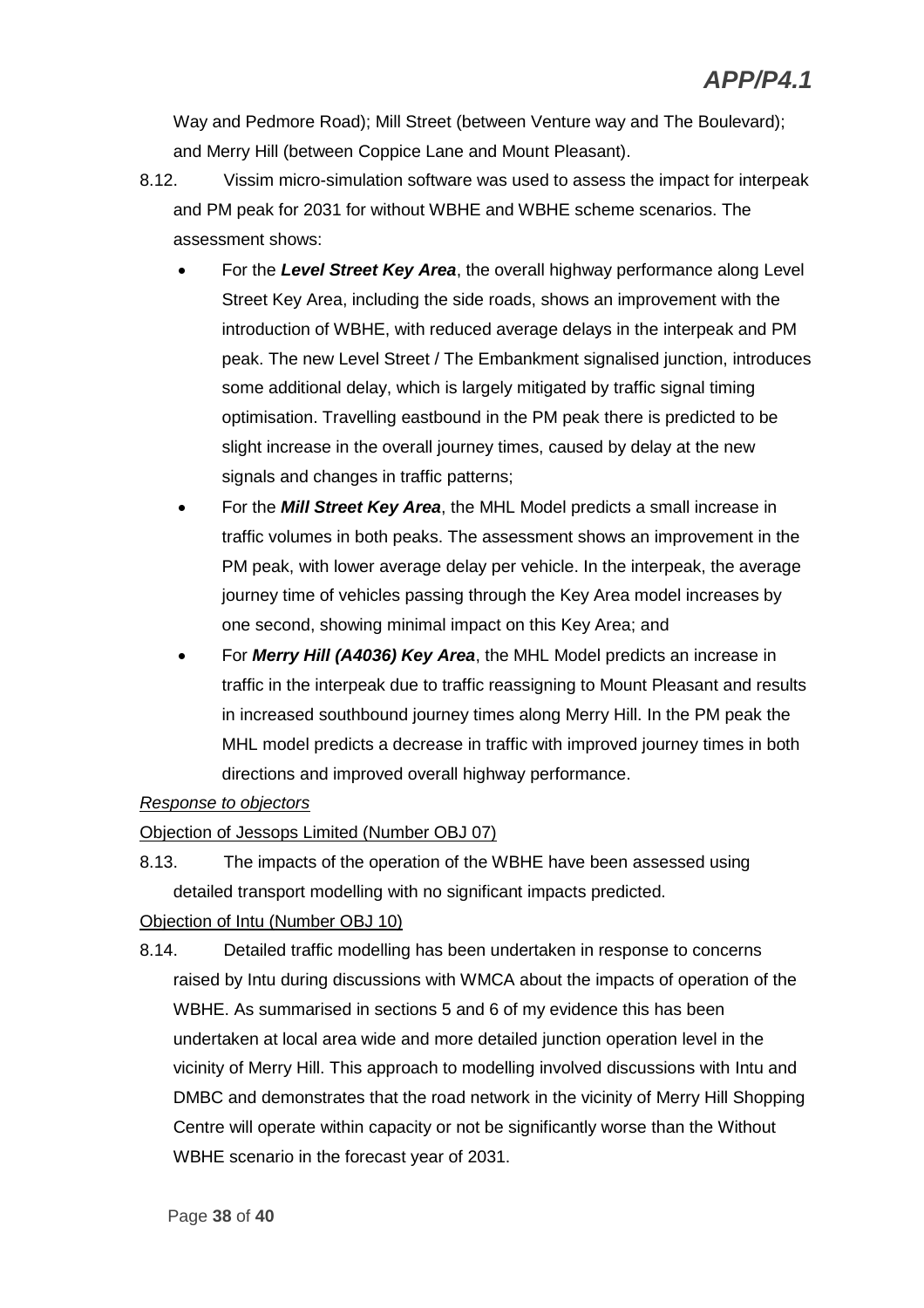Way and Pedmore Road); Mill Street (between Venture way and The Boulevard); and Merry Hill (between Coppice Lane and Mount Pleasant).

8.12. Vissim micro-simulation software was used to assess the impact for interpeak and PM peak for 2031 for without WBHE and WBHE scheme scenarios. The assessment shows:

- For the ***Level Street Key Area***, the overall highway performance along Level Street Key Area, including the side roads, shows an improvement with the introduction of WBHE, with reduced average delays in the interpeak and PM peak. The new Level Street / The Embankment signalised junction, introduces some additional delay, which is largely mitigated by traffic signal timing optimisation. Travelling eastbound in the PM peak there is predicted to be slight increase in the overall journey times, caused by delay at the new signals and changes in traffic patterns;
- For the ***Mill Street Key Area***, the MHL Model predicts a small increase in traffic volumes in both peaks. The assessment shows an improvement in the PM peak, with lower average delay per vehicle. In the interpeak, the average journey time of vehicles passing through the Key Area model increases by one second, showing minimal impact on this Key Area; and
- For ***Merry Hill (A4036) Key Area***, the MHL Model predicts an increase in traffic in the interpeak due to traffic reassigning to Mount Pleasant and results in increased southbound journey times along Merry Hill. In the PM peak the MHL model predicts a decrease in traffic with improved journey times in both directions and improved overall highway performance.

*Response to objectors*

Objection of Jessops Limited (Number OBJ 07)

8.13. The impacts of the operation of the WBHE have been assessed using detailed transport modelling with no significant impacts predicted.

Objection of Intu (Number OBJ 10)

8.14. Detailed traffic modelling has been undertaken in response to concerns raised by Intu during discussions with WMCA about the impacts of operation of the WBHE. As summarised in sections 5 and 6 of my evidence this has been undertaken at local area wide and more detailed junction operation level in the vicinity of Merry Hill. This approach to modelling involved discussions with Intu and DMBC and demonstrates that the road network in the vicinity of Merry Hill Shopping Centre will operate within capacity or not be significantly worse than the Without WBHE scenario in the forecast year of 2031.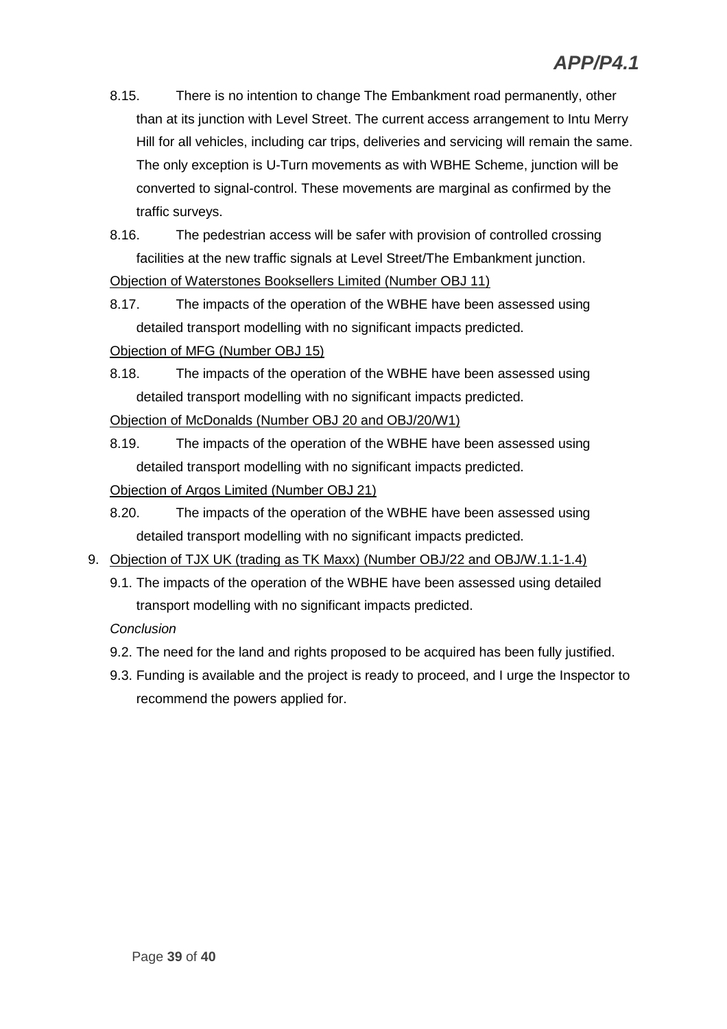8.15. There is no intention to change The Embankment road permanently, other than at its junction with Level Street. The current access arrangement to Intu Merry Hill for all vehicles, including car trips, deliveries and servicing will remain the same. The only exception is U-Turn movements as with WBHE Scheme, junction will be converted to signal-control. These movements are marginal as confirmed by the traffic surveys.

8.16. The pedestrian access will be safer with provision of controlled crossing facilities at the new traffic signals at Level Street/The Embankment junction.

<u>Objection of Waterstones Booksellers Limited (Number OBJ 11)</u>

8.17. The impacts of the operation of the WBHE have been assessed using detailed transport modelling with no significant impacts predicted.

<u>Objection of MFG (Number OBJ 15)</u>

8.18. The impacts of the operation of the WBHE have been assessed using detailed transport modelling with no significant impacts predicted.

<u>Objection of McDonalds (Number OBJ 20 and OBJ/20/W1)</u>

8.19. The impacts of the operation of the WBHE have been assessed using detailed transport modelling with no significant impacts predicted.

<u>Objection of Argos Limited (Number OBJ 21)</u>

8.20. The impacts of the operation of the WBHE have been assessed using detailed transport modelling with no significant impacts predicted.

9. <u>Objection of TJX UK (trading as TK Maxx) (Number OBJ/22 and OBJ/W.1.1-1.4)</u>

9.1. The impacts of the operation of the WBHE have been assessed using detailed transport modelling with no significant impacts predicted.

*Conclusion*

9.2. The need for the land and rights proposed to be acquired has been fully justified.

9.3. Funding is available and the project is ready to proceed, and I urge the Inspector to recommend the powers applied for.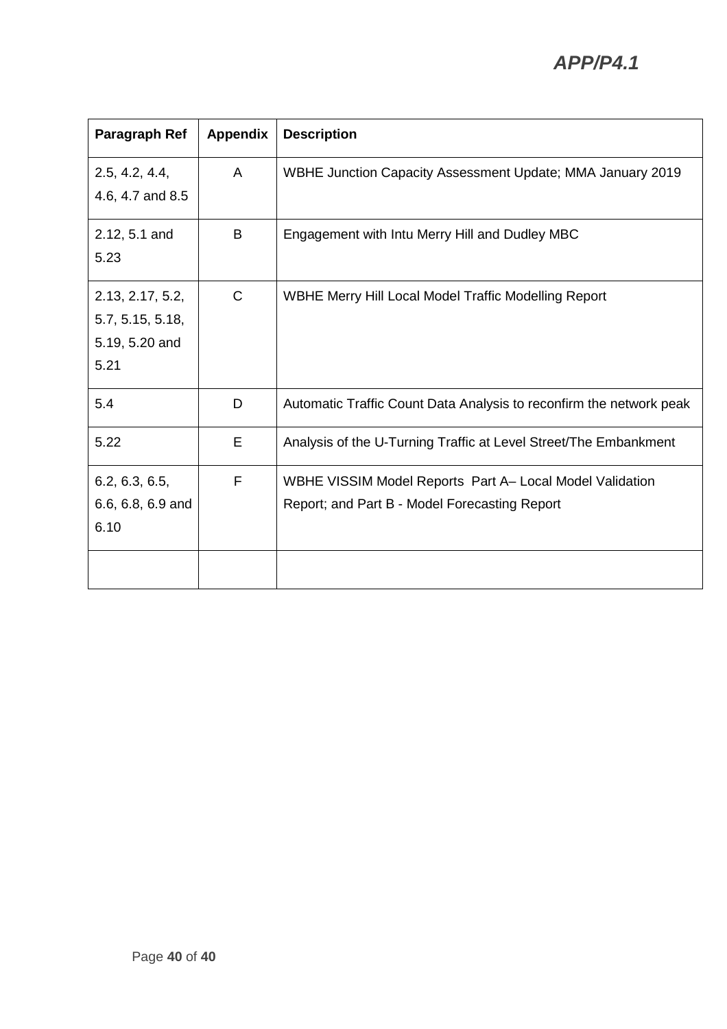| Paragraph Ref | Appendix | Description |
|---|---|---|
| 2.5, 4.2, 4.4, 4.6, 4.7 and 8.5 | A | WBHE Junction Capacity Assessment Update; MMA January 2019 |
| 2.12, 5.1 and 5.23 | B | Engagement with Intu Merry Hill and Dudley MBC |
| 2.13, 2.17, 5.2, 5.7, 5.15, 5.18, 5.19, 5.20 and 5.21 | C | WBHE Merry Hill Local Model Traffic Modelling Report |
| 5.4 | D | Automatic Traffic Count Data Analysis to reconfirm the network peak |
| 5.22 | E | Analysis of the U-Turning Traffic at Level Street/The Embankment |
| 6.2, 6.3, 6.5, 6.6, 6.8, 6.9 and 6.10 | F | WBHE VISSIM Model Reports Part A– Local Model Validation Report; and Part B - Model Forecasting Report |
| | | |